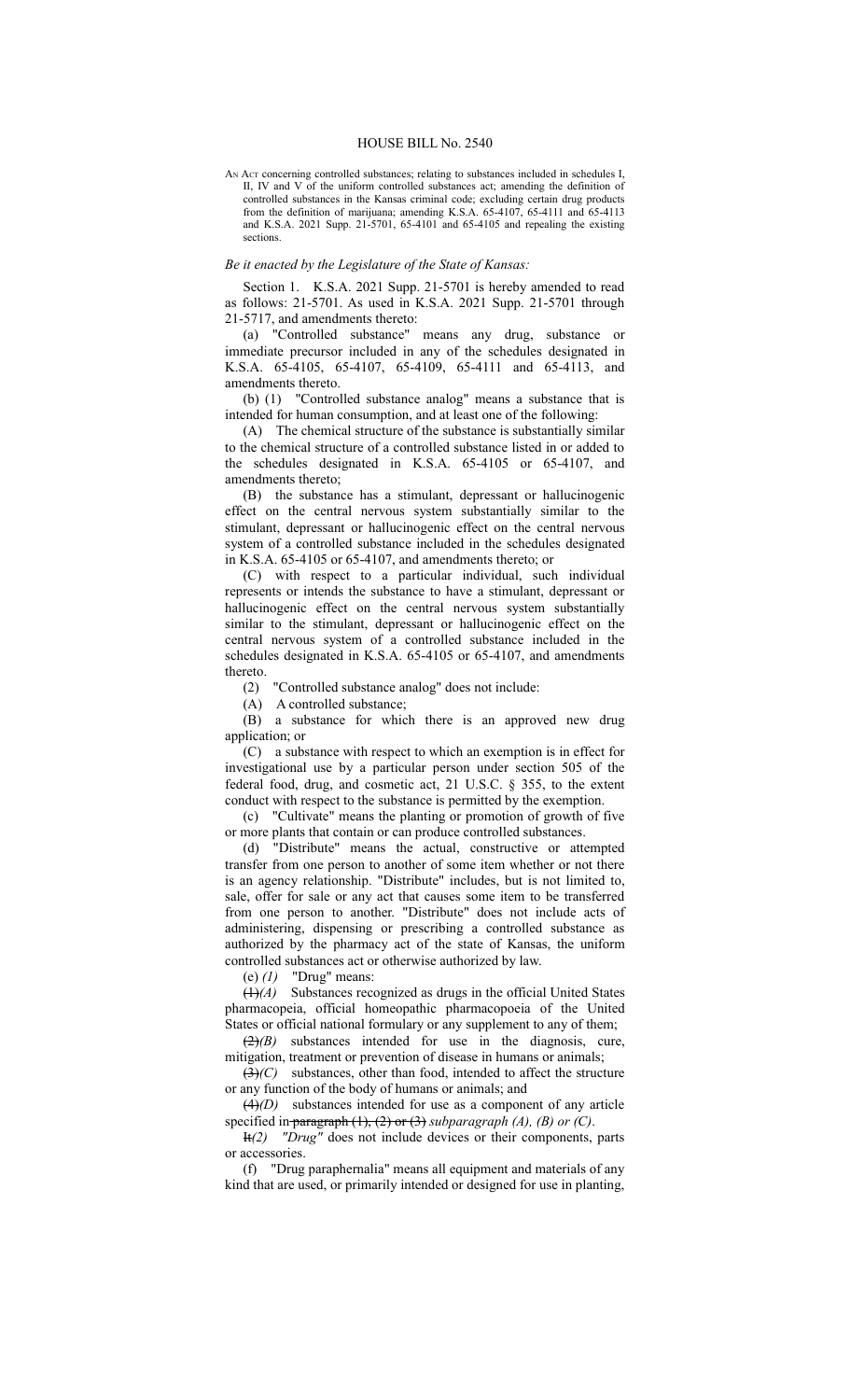# HOUSE BILL No. 2540

AN ACT concerning controlled substances; relating to substances included in schedules I, II, IV and V of the uniform controlled substances act; amending the definition of controlled substances in the Kansas criminal code; excluding certain drug products from the definition of marijuana; amending K.S.A. 65-4107, 65-4111 and 65-4113 and K.S.A. 2021 Supp. 21-5701, 65-4101 and 65-4105 and repealing the existing sections.

*Be it enacted by the Legislature of the State of Kansas:*

Section 1. K.S.A. 2021 Supp. 21-5701 is hereby amended to read as follows: 21-5701. As used in K.S.A. 2021 Supp. 21-5701 through 21-5717, and amendments thereto:

(a) "Controlled substance" means any drug, substance or immediate precursor included in any of the schedules designated in K.S.A. 65-4105, 65-4107, 65-4109, 65-4111 and 65-4113, and amendments thereto.

(b) (1) "Controlled substance analog" means a substance that is intended for human consumption, and at least one of the following:

(A) The chemical structure of the substance is substantially similar to the chemical structure of a controlled substance listed in or added to the schedules designated in K.S.A. 65-4105 or 65-4107, and amendments thereto;

(B) the substance has a stimulant, depressant or hallucinogenic effect on the central nervous system substantially similar to the stimulant, depressant or hallucinogenic effect on the central nervous system of a controlled substance included in the schedules designated in K.S.A. 65-4105 or 65-4107, and amendments thereto; or

(C) with respect to a particular individual, such individual represents or intends the substance to have a stimulant, depressant or hallucinogenic effect on the central nervous system substantially similar to the stimulant, depressant or hallucinogenic effect on the central nervous system of a controlled substance included in the schedules designated in K.S.A. 65-4105 or 65-4107, and amendments thereto.

(2) "Controlled substance analog" does not include:

(A) A controlled substance;

(B) a substance for which there is an approved new drug application; or

(C) a substance with respect to which an exemption is in effect for investigational use by a particular person under section 505 of the federal food, drug, and cosmetic act, 21 U.S.C. § 355, to the extent conduct with respect to the substance is permitted by the exemption.

(c) "Cultivate" means the planting or promotion of growth of five or more plants that contain or can produce controlled substances.

(d) "Distribute" means the actual, constructive or attempted transfer from one person to another of some item whether or not there is an agency relationship. "Distribute" includes, but is not limited to, sale, offer for sale or any act that causes some item to be transferred from one person to another. "Distribute" does not include acts of administering, dispensing or prescribing a controlled substance as authorized by the pharmacy act of the state of Kansas, the uniform controlled substances act or otherwise authorized by law.

(e) *(1)* "Drug" means:

~~(1)~~*(A)* Substances recognized as drugs in the official United States pharmacopeia, official homeopathic pharmacopoeia of the United States or official national formulary or any supplement to any of them;

~~(2)~~*(B)* substances intended for use in the diagnosis, cure, mitigation, treatment or prevention of disease in humans or animals;

~~(3)~~*(C)* substances, other than food, intended to affect the structure or any function of the body of humans or animals; and

~~(4)~~*(D)* substances intended for use as a component of any article specified in ~~paragraph (1), (2) or (3)~~ *subparagraph (A), (B) or (C)*.

~~It~~*(2) "Drug"* does not include devices or their components, parts or accessories.

(f) "Drug paraphernalia" means all equipment and materials of any kind that are used, or primarily intended or designed for use in planting,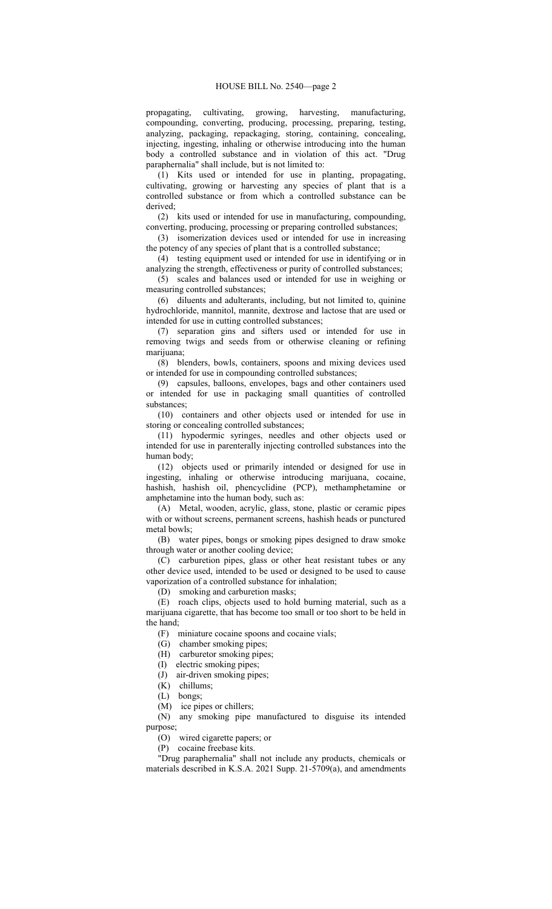propagating, cultivating, growing, harvesting, manufacturing, compounding, converting, producing, processing, preparing, testing, analyzing, packaging, repackaging, storing, containing, concealing, injecting, ingesting, inhaling or otherwise introducing into the human body a controlled substance and in violation of this act. "Drug paraphernalia" shall include, but is not limited to:

(1) Kits used or intended for use in planting, propagating, cultivating, growing or harvesting any species of plant that is a controlled substance or from which a controlled substance can be derived;

(2) kits used or intended for use in manufacturing, compounding, converting, producing, processing or preparing controlled substances;

(3) isomerization devices used or intended for use in increasing the potency of any species of plant that is a controlled substance;

(4) testing equipment used or intended for use in identifying or in analyzing the strength, effectiveness or purity of controlled substances;

(5) scales and balances used or intended for use in weighing or measuring controlled substances;

(6) diluents and adulterants, including, but not limited to, quinine hydrochloride, mannitol, mannite, dextrose and lactose that are used or intended for use in cutting controlled substances;

(7) separation gins and sifters used or intended for use in removing twigs and seeds from or otherwise cleaning or refining marijuana;

(8) blenders, bowls, containers, spoons and mixing devices used or intended for use in compounding controlled substances;

(9) capsules, balloons, envelopes, bags and other containers used or intended for use in packaging small quantities of controlled substances;

(10) containers and other objects used or intended for use in storing or concealing controlled substances;

(11) hypodermic syringes, needles and other objects used or intended for use in parenterally injecting controlled substances into the human body;

(12) objects used or primarily intended or designed for use in ingesting, inhaling or otherwise introducing marijuana, cocaine, hashish, hashish oil, phencyclidine (PCP), methamphetamine or amphetamine into the human body, such as:

(A) Metal, wooden, acrylic, glass, stone, plastic or ceramic pipes with or without screens, permanent screens, hashish heads or punctured metal bowls;

(B) water pipes, bongs or smoking pipes designed to draw smoke through water or another cooling device;

(C) carburetion pipes, glass or other heat resistant tubes or any other device used, intended to be used or designed to be used to cause vaporization of a controlled substance for inhalation;

(D) smoking and carburetion masks;

(E) roach clips, objects used to hold burning material, such as a marijuana cigarette, that has become too small or too short to be held in the hand;

(F) miniature cocaine spoons and cocaine vials;

(G) chamber smoking pipes;

(H) carburetor smoking pipes;

(I) electric smoking pipes;

(J) air-driven smoking pipes;

(K) chillums;

(L) bongs;

(M) ice pipes or chillers;

(N) any smoking pipe manufactured to disguise its intended purpose;

(O) wired cigarette papers; or

(P) cocaine freebase kits.

"Drug paraphernalia" shall not include any products, chemicals or materials described in K.S.A. 2021 Supp. 21-5709(a), and amendments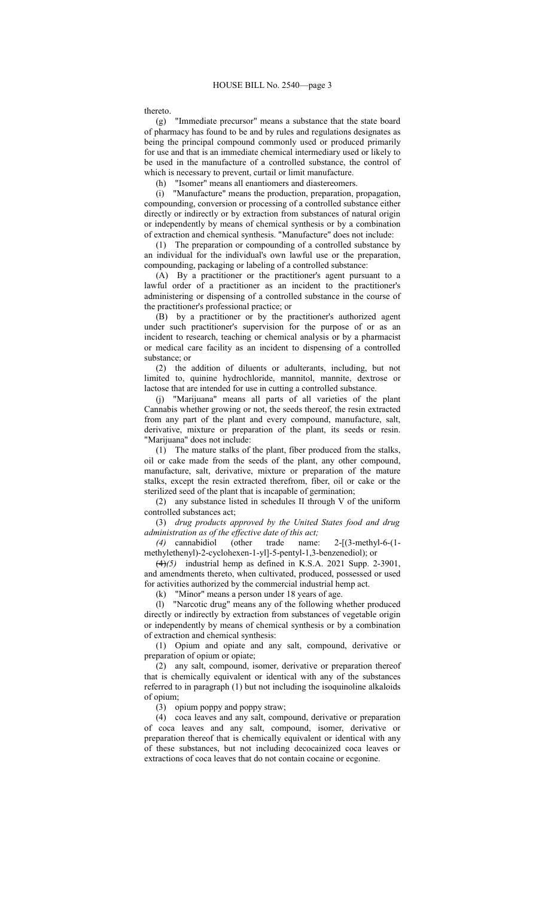thereto.

(g) "Immediate precursor" means a substance that the state board of pharmacy has found to be and by rules and regulations designates as being the principal compound commonly used or produced primarily for use and that is an immediate chemical intermediary used or likely to be used in the manufacture of a controlled substance, the control of which is necessary to prevent, curtail or limit manufacture.

(h) "Isomer" means all enantiomers and diastereomers.

(i) "Manufacture" means the production, preparation, propagation, compounding, conversion or processing of a controlled substance either directly or indirectly or by extraction from substances of natural origin or independently by means of chemical synthesis or by a combination of extraction and chemical synthesis. "Manufacture" does not include:

(1) The preparation or compounding of a controlled substance by an individual for the individual's own lawful use or the preparation, compounding, packaging or labeling of a controlled substance:

(A) By a practitioner or the practitioner's agent pursuant to a lawful order of a practitioner as an incident to the practitioner's administering or dispensing of a controlled substance in the course of the practitioner's professional practice; or

(B) by a practitioner or by the practitioner's authorized agent under such practitioner's supervision for the purpose of or as an incident to research, teaching or chemical analysis or by a pharmacist or medical care facility as an incident to dispensing of a controlled substance; or

(2) the addition of diluents or adulterants, including, but not limited to, quinine hydrochloride, mannitol, mannite, dextrose or lactose that are intended for use in cutting a controlled substance.

(j) "Marijuana" means all parts of all varieties of the plant Cannabis whether growing or not, the seeds thereof, the resin extracted from any part of the plant and every compound, manufacture, salt, derivative, mixture or preparation of the plant, its seeds or resin. "Marijuana" does not include:

(1) The mature stalks of the plant, fiber produced from the stalks, oil or cake made from the seeds of the plant, any other compound, manufacture, salt, derivative, mixture or preparation of the mature stalks, except the resin extracted therefrom, fiber, oil or cake or the sterilized seed of the plant that is incapable of germination;

(2) any substance listed in schedules II through V of the uniform controlled substances act;

(3) *drug products approved by the United States food and drug administration as of the effective date of this act;*

*(4)* cannabidiol (other trade name: 2-[(3-methyl-6-(1-methylethenyl)-2-cyclohexen-1-yl]-5-pentyl-1,3-benzenediol); or

~~(4)~~*(5)* industrial hemp as defined in K.S.A. 2021 Supp. 2-3901, and amendments thereto, when cultivated, produced, possessed or used for activities authorized by the commercial industrial hemp act.

(k) "Minor" means a person under 18 years of age.

(l) "Narcotic drug" means any of the following whether produced directly or indirectly by extraction from substances of vegetable origin or independently by means of chemical synthesis or by a combination of extraction and chemical synthesis:

(1) Opium and opiate and any salt, compound, derivative or preparation of opium or opiate;

(2) any salt, compound, isomer, derivative or preparation thereof that is chemically equivalent or identical with any of the substances referred to in paragraph (1) but not including the isoquinoline alkaloids of opium;

(3) opium poppy and poppy straw;

(4) coca leaves and any salt, compound, derivative or preparation of coca leaves and any salt, compound, isomer, derivative or preparation thereof that is chemically equivalent or identical with any of these substances, but not including decocainized coca leaves or extractions of coca leaves that do not contain cocaine or ecgonine.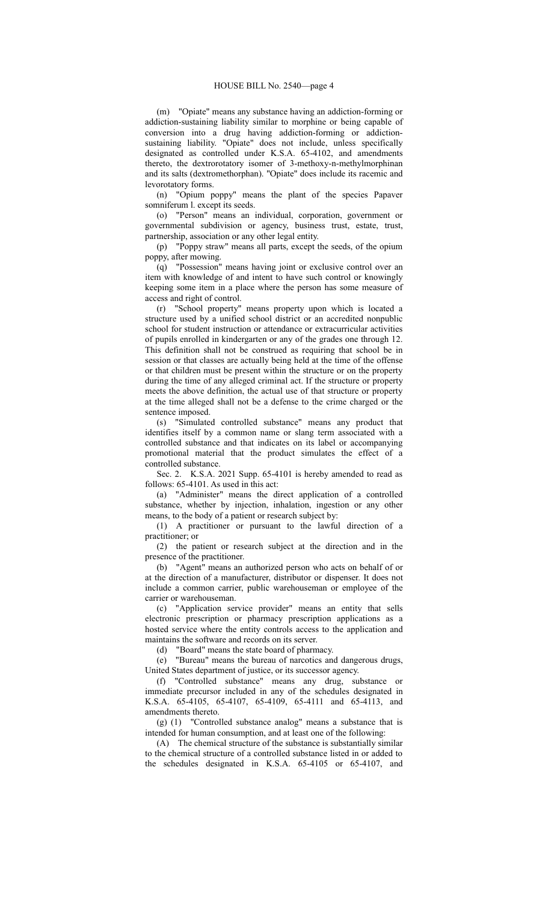(m) "Opiate" means any substance having an addiction-forming or addiction-sustaining liability similar to morphine or being capable of conversion into a drug having addiction-forming or addiction-sustaining liability. "Opiate" does not include, unless specifically designated as controlled under K.S.A. 65-4102, and amendments thereto, the dextrorotatory isomer of 3-methoxy-n-methylmorphinan and its salts (dextromethorphan). "Opiate" does include its racemic and levorotatory forms.

(n) "Opium poppy" means the plant of the species Papaver somniferum l. except its seeds.

(o) "Person" means an individual, corporation, government or governmental subdivision or agency, business trust, estate, trust, partnership, association or any other legal entity.

(p) "Poppy straw" means all parts, except the seeds, of the opium poppy, after mowing.

(q) "Possession" means having joint or exclusive control over an item with knowledge of and intent to have such control or knowingly keeping some item in a place where the person has some measure of access and right of control.

(r) "School property" means property upon which is located a structure used by a unified school district or an accredited nonpublic school for student instruction or attendance or extracurricular activities of pupils enrolled in kindergarten or any of the grades one through 12. This definition shall not be construed as requiring that school be in session or that classes are actually being held at the time of the offense or that children must be present within the structure or on the property during the time of any alleged criminal act. If the structure or property meets the above definition, the actual use of that structure or property at the time alleged shall not be a defense to the crime charged or the sentence imposed.

(s) "Simulated controlled substance" means any product that identifies itself by a common name or slang term associated with a controlled substance and that indicates on its label or accompanying promotional material that the product simulates the effect of a controlled substance.

Sec. 2. K.S.A. 2021 Supp. 65-4101 is hereby amended to read as follows: 65-4101. As used in this act:

(a) "Administer" means the direct application of a controlled substance, whether by injection, inhalation, ingestion or any other means, to the body of a patient or research subject by:

(1) A practitioner or pursuant to the lawful direction of a practitioner; or

(2) the patient or research subject at the direction and in the presence of the practitioner.

(b) "Agent" means an authorized person who acts on behalf of or at the direction of a manufacturer, distributor or dispenser. It does not include a common carrier, public warehouseman or employee of the carrier or warehouseman.

(c) "Application service provider" means an entity that sells electronic prescription or pharmacy prescription applications as a hosted service where the entity controls access to the application and maintains the software and records on its server.

(d) "Board" means the state board of pharmacy.

(e) "Bureau" means the bureau of narcotics and dangerous drugs, United States department of justice, or its successor agency.

(f) "Controlled substance" means any drug, substance or immediate precursor included in any of the schedules designated in K.S.A. 65-4105, 65-4107, 65-4109, 65-4111 and 65-4113, and amendments thereto.

(g) (1) "Controlled substance analog" means a substance that is intended for human consumption, and at least one of the following:

(A) The chemical structure of the substance is substantially similar to the chemical structure of a controlled substance listed in or added to the schedules designated in K.S.A. 65-4105 or 65-4107, and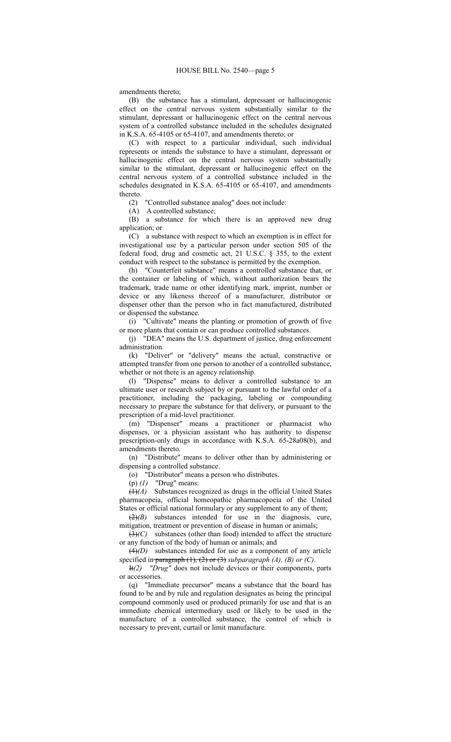amendments thereto;

(B) the substance has a stimulant, depressant or hallucinogenic effect on the central nervous system substantially similar to the stimulant, depressant or hallucinogenic effect on the central nervous system of a controlled substance included in the schedules designated in K.S.A. 65-4105 or 65-4107, and amendments thereto; or

(C) with respect to a particular individual, such individual represents or intends the substance to have a stimulant, depressant or hallucinogenic effect on the central nervous system substantially similar to the stimulant, depressant or hallucinogenic effect on the central nervous system of a controlled substance included in the schedules designated in K.S.A. 65-4105 or 65-4107, and amendments thereto.

(2) "Controlled substance analog" does not include:

(A) A controlled substance;

(B) a substance for which there is an approved new drug application; or

(C) a substance with respect to which an exemption is in effect for investigational use by a particular person under section 505 of the federal food, drug and cosmetic act, 21 U.S.C. § 355, to the extent conduct with respect to the substance is permitted by the exemption.

(h) "Counterfeit substance" means a controlled substance that, or the container or labeling of which, without authorization bears the trademark, trade name or other identifying mark, imprint, number or device or any likeness thereof of a manufacturer, distributor or dispenser other than the person who in fact manufactured, distributed or dispensed the substance.

(i) "Cultivate" means the planting or promotion of growth of five or more plants that contain or can produce controlled substances.

(j) "DEA" means the U.S. department of justice, drug enforcement administration.

(k) "Deliver" or "delivery" means the actual, constructive or attempted transfer from one person to another of a controlled substance, whether or not there is an agency relationship.

(l) "Dispense" means to deliver a controlled substance to an ultimate user or research subject by or pursuant to the lawful order of a practitioner, including the packaging, labeling or compounding necessary to prepare the substance for that delivery, or pursuant to the prescription of a mid-level practitioner.

(m) "Dispenser" means a practitioner or pharmacist who dispenses, or a physician assistant who has authority to dispense prescription-only drugs in accordance with K.S.A. 65-28a08(b), and amendments thereto.

(n) "Distribute" means to deliver other than by administering or dispensing a controlled substance.

(o) "Distributor" means a person who distributes.

(p) *(1)* "Drug" means:

~~(1)~~*(A)* Substances recognized as drugs in the official United States pharmacopeia, official homeopathic pharmacopoeia of the United States or official national formulary or any supplement to any of them;

~~(2)~~*(B)* substances intended for use in the diagnosis, cure, mitigation, treatment or prevention of disease in human or animals;

~~(3)~~*(C)* substances (other than food) intended to affect the structure or any function of the body of human or animals; and

~~(4)~~*(D)* substances intended for use as a component of any article specified in ~~paragraph (1), (2) or (3)~~ *subparagraph (A), (B) or (C)*.

~~It~~*(2) "Drug"* does not include devices or their components, parts or accessories.

(q) "Immediate precursor" means a substance that the board has found to be and by rule and regulation designates as being the principal compound commonly used or produced primarily for use and that is an immediate chemical intermediary used or likely to be used in the manufacture of a controlled substance, the control of which is necessary to prevent, curtail or limit manufacture.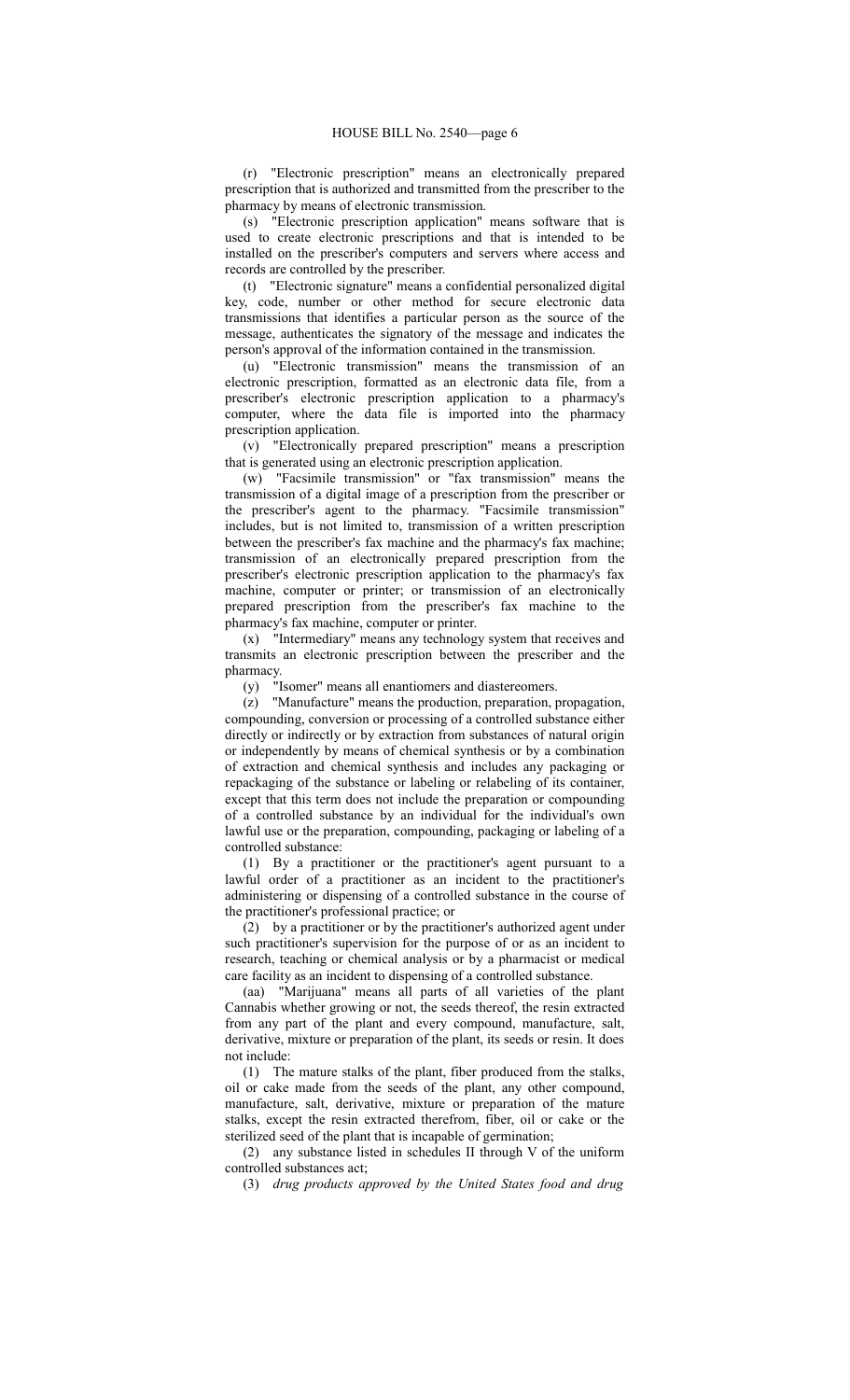(r) "Electronic prescription" means an electronically prepared prescription that is authorized and transmitted from the prescriber to the pharmacy by means of electronic transmission.

(s) "Electronic prescription application" means software that is used to create electronic prescriptions and that is intended to be installed on the prescriber's computers and servers where access and records are controlled by the prescriber.

(t) "Electronic signature" means a confidential personalized digital key, code, number or other method for secure electronic data transmissions that identifies a particular person as the source of the message, authenticates the signatory of the message and indicates the person's approval of the information contained in the transmission.

(u) "Electronic transmission" means the transmission of an electronic prescription, formatted as an electronic data file, from a prescriber's electronic prescription application to a pharmacy's computer, where the data file is imported into the pharmacy prescription application.

(v) "Electronically prepared prescription" means a prescription that is generated using an electronic prescription application.

(w) "Facsimile transmission" or "fax transmission" means the transmission of a digital image of a prescription from the prescriber or the prescriber's agent to the pharmacy. "Facsimile transmission" includes, but is not limited to, transmission of a written prescription between the prescriber's fax machine and the pharmacy's fax machine; transmission of an electronically prepared prescription from the prescriber's electronic prescription application to the pharmacy's fax machine, computer or printer; or transmission of an electronically prepared prescription from the prescriber's fax machine to the pharmacy's fax machine, computer or printer.

(x) "Intermediary" means any technology system that receives and transmits an electronic prescription between the prescriber and the pharmacy.

(y) "Isomer" means all enantiomers and diastereomers.

(z) "Manufacture" means the production, preparation, propagation, compounding, conversion or processing of a controlled substance either directly or indirectly or by extraction from substances of natural origin or independently by means of chemical synthesis or by a combination of extraction and chemical synthesis and includes any packaging or repackaging of the substance or labeling or relabeling of its container, except that this term does not include the preparation or compounding of a controlled substance by an individual for the individual's own lawful use or the preparation, compounding, packaging or labeling of a controlled substance:

(1) By a practitioner or the practitioner's agent pursuant to a lawful order of a practitioner as an incident to the practitioner's administering or dispensing of a controlled substance in the course of the practitioner's professional practice; or

(2) by a practitioner or by the practitioner's authorized agent under such practitioner's supervision for the purpose of or as an incident to research, teaching or chemical analysis or by a pharmacist or medical care facility as an incident to dispensing of a controlled substance.

(aa) "Marijuana" means all parts of all varieties of the plant Cannabis whether growing or not, the seeds thereof, the resin extracted from any part of the plant and every compound, manufacture, salt, derivative, mixture or preparation of the plant, its seeds or resin. It does not include:

(1) The mature stalks of the plant, fiber produced from the stalks, oil or cake made from the seeds of the plant, any other compound, manufacture, salt, derivative, mixture or preparation of the mature stalks, except the resin extracted therefrom, fiber, oil or cake or the sterilized seed of the plant that is incapable of germination;

(2) any substance listed in schedules II through V of the uniform controlled substances act;

(3) *drug products approved by the United States food and drug*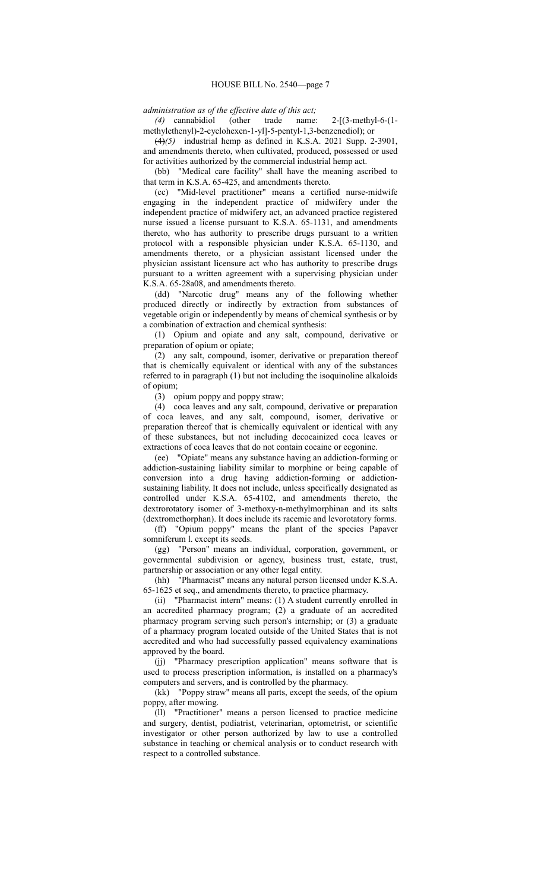*administration as of the effective date of this act;*

*(4)* cannabidiol (other trade name: 2-[(3-methyl-6-(1-methylethenyl)-2-cyclohexen-1-yl]-5-pentyl-1,3-benzenediol); or

~~(4)~~*(5)* industrial hemp as defined in K.S.A. 2021 Supp. 2-3901, and amendments thereto, when cultivated, produced, possessed or used for activities authorized by the commercial industrial hemp act.

(bb) "Medical care facility" shall have the meaning ascribed to that term in K.S.A. 65-425, and amendments thereto.

(cc) "Mid-level practitioner" means a certified nurse-midwife engaging in the independent practice of midwifery under the independent practice of midwifery act, an advanced practice registered nurse issued a license pursuant to K.S.A. 65-1131, and amendments thereto, who has authority to prescribe drugs pursuant to a written protocol with a responsible physician under K.S.A. 65-1130, and amendments thereto, or a physician assistant licensed under the physician assistant licensure act who has authority to prescribe drugs pursuant to a written agreement with a supervising physician under K.S.A. 65-28a08, and amendments thereto.

(dd) "Narcotic drug" means any of the following whether produced directly or indirectly by extraction from substances of vegetable origin or independently by means of chemical synthesis or by a combination of extraction and chemical synthesis:

(1) Opium and opiate and any salt, compound, derivative or preparation of opium or opiate;

(2) any salt, compound, isomer, derivative or preparation thereof that is chemically equivalent or identical with any of the substances referred to in paragraph (1) but not including the isoquinoline alkaloids of opium;

(3) opium poppy and poppy straw;

(4) coca leaves and any salt, compound, derivative or preparation of coca leaves, and any salt, compound, isomer, derivative or preparation thereof that is chemically equivalent or identical with any of these substances, but not including decocainized coca leaves or extractions of coca leaves that do not contain cocaine or ecgonine.

(ee) "Opiate" means any substance having an addiction-forming or addiction-sustaining liability similar to morphine or being capable of conversion into a drug having addiction-forming or addiction-sustaining liability. It does not include, unless specifically designated as controlled under K.S.A. 65-4102, and amendments thereto, the dextrorotatory isomer of 3-methoxy-n-methylmorphinan and its salts (dextromethorphan). It does include its racemic and levorotatory forms.

(ff) "Opium poppy" means the plant of the species Papaver somniferum l. except its seeds.

(gg) "Person" means an individual, corporation, government, or governmental subdivision or agency, business trust, estate, trust, partnership or association or any other legal entity.

(hh) "Pharmacist" means any natural person licensed under K.S.A. 65-1625 et seq., and amendments thereto, to practice pharmacy.

(ii) "Pharmacist intern" means: (1) A student currently enrolled in an accredited pharmacy program; (2) a graduate of an accredited pharmacy program serving such person's internship; or (3) a graduate of a pharmacy program located outside of the United States that is not accredited and who had successfully passed equivalency examinations approved by the board.

(jj) "Pharmacy prescription application" means software that is used to process prescription information, is installed on a pharmacy's computers and servers, and is controlled by the pharmacy.

(kk) "Poppy straw" means all parts, except the seeds, of the opium poppy, after mowing.

(ll) "Practitioner" means a person licensed to practice medicine and surgery, dentist, podiatrist, veterinarian, optometrist, or scientific investigator or other person authorized by law to use a controlled substance in teaching or chemical analysis or to conduct research with respect to a controlled substance.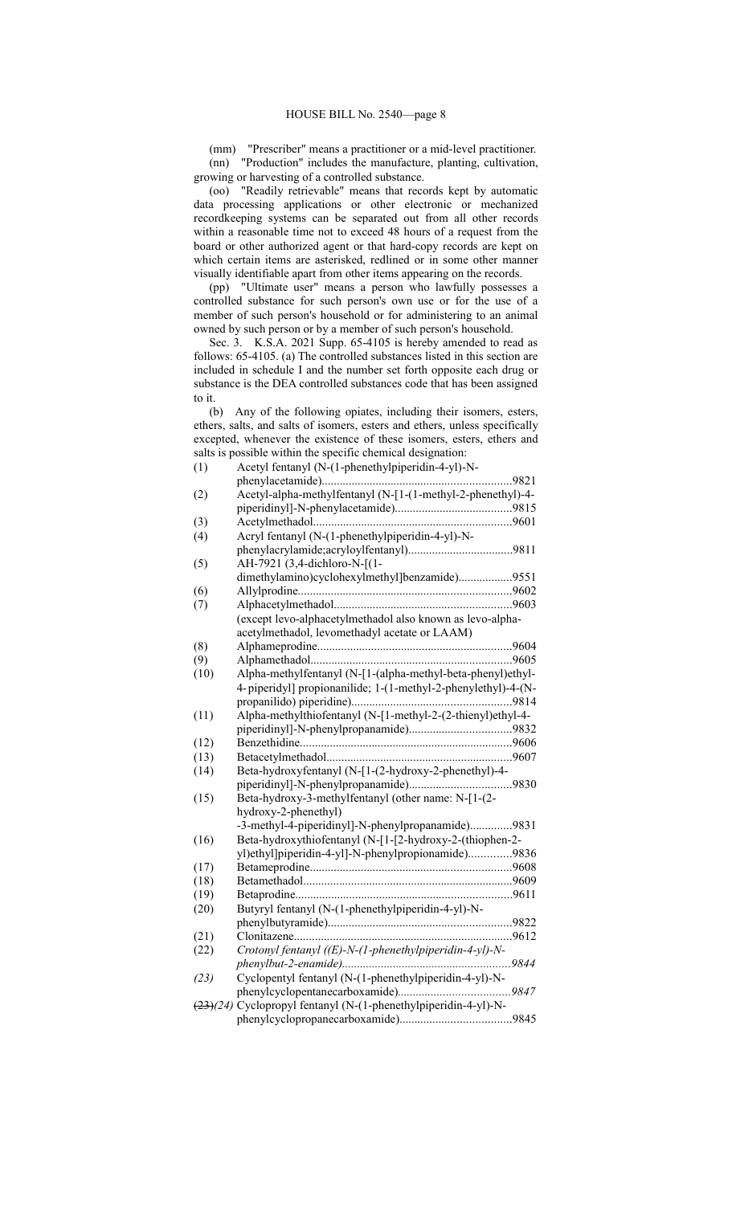(mm) "Prescriber" means a practitioner or a mid-level practitioner.

(nn) "Production" includes the manufacture, planting, cultivation, growing or harvesting of a controlled substance.

(oo) "Readily retrievable" means that records kept by automatic data processing applications or other electronic or mechanized recordkeeping systems can be separated out from all other records within a reasonable time not to exceed 48 hours of a request from the board or other authorized agent or that hard-copy records are kept on which certain items are asterisked, redlined or in some other manner visually identifiable apart from other items appearing on the records.

(pp) "Ultimate user" means a person who lawfully possesses a controlled substance for such person's own use or for the use of a member of such person's household or for administering to an animal owned by such person or by a member of such person's household.

Sec. 3. K.S.A. 2021 Supp. 65-4105 is hereby amended to read as follows: 65-4105. (a) The controlled substances listed in this section are included in schedule I and the number set forth opposite each drug or substance is the DEA controlled substances code that has been assigned to it.

(b) Any of the following opiates, including their isomers, esters, ethers, salts, and salts of isomers, esters and ethers, unless specifically excepted, whenever the existence of these isomers, esters, ethers and salts is possible within the specific chemical designation:

(1) Acetyl fentanyl (N-(1-phenethylpiperidin-4-yl)-N-phenylacetamide)....9821

(2) Acetyl-alpha-methylfentanyl (N-[1-(1-methyl-2-phenethyl)-4-piperidinyl]-N-phenylacetamide)....9815

(3) Acetylmethadol....9601

(4) Acryl fentanyl (N-(1-phenethylpiperidin-4-yl)-N-phenylacrylamide;acryloylfentanyl)....9811

(5) AH-7921 (3,4-dichloro-N-[(1-dimethylamino)cyclohexylmethyl]benzamide)....9551

(6) Allylprodine....9602

(7) Alphacetylmethadol....9603
(except levo-alphacetylmethadol also known as levo-alpha-acetylmethadol, levomethadyl acetate or LAAM)

(8) Alphameprodine....9604

(9) Alphamethadol....9605

(10) Alpha-methylfentanyl (N-[1-(alpha-methyl-beta-phenyl)ethyl-4-piperidyl] propionanilide; 1-(1-methyl-2-phenylethyl)-4-(N-propanilido) piperidine)....9814

(11) Alpha-methylthiofentanyl (N-[1-methyl-2-(2-thienyl)ethyl-4-piperidinyl]-N-phenylpropanamide)....9832

(12) Benzethidine....9606

(13) Betacetylmethadol....9607

(14) Beta-hydroxyfentanyl (N-[1-(2-hydroxy-2-phenethyl)-4-piperidinyl]-N-phenylpropanamide)....9830

(15) Beta-hydroxy-3-methylfentanyl (other name: N-[1-(2-hydroxy-2-phenethyl)-3-methyl-4-piperidinyl]-N-phenylpropanamide)....9831

(16) Beta-hydroxythiofentanyl (N-[1-[2-hydroxy-2-(thiophen-2-yl)ethyl]piperidin-4-yl]-N-phenylpropionamide)....9836

(17) Betameprodine....9608

(18) Betamethadol....9609

(19) Betaprodine....9611

(20) Butyryl fentanyl (N-(1-phenethylpiperidin-4-yl)-N-phenylbutyramide)....9822

(21) Clonitazene....9612

(22) *Crotonyl fentanyl ((E)-N-(1-phenethylpiperidin-4-yl)-N-phenylbut-2-enamide)....9844*

*(23)* Cyclopentyl fentanyl (N-(1-phenethylpiperidin-4-yl)-N-phenylcyclopentanecarboxamide)....*9847*

~~(23)~~*(24)* Cyclopropyl fentanyl (N-(1-phenethylpiperidin-4-yl)-N-phenylcyclopropanecarboxamide)....9845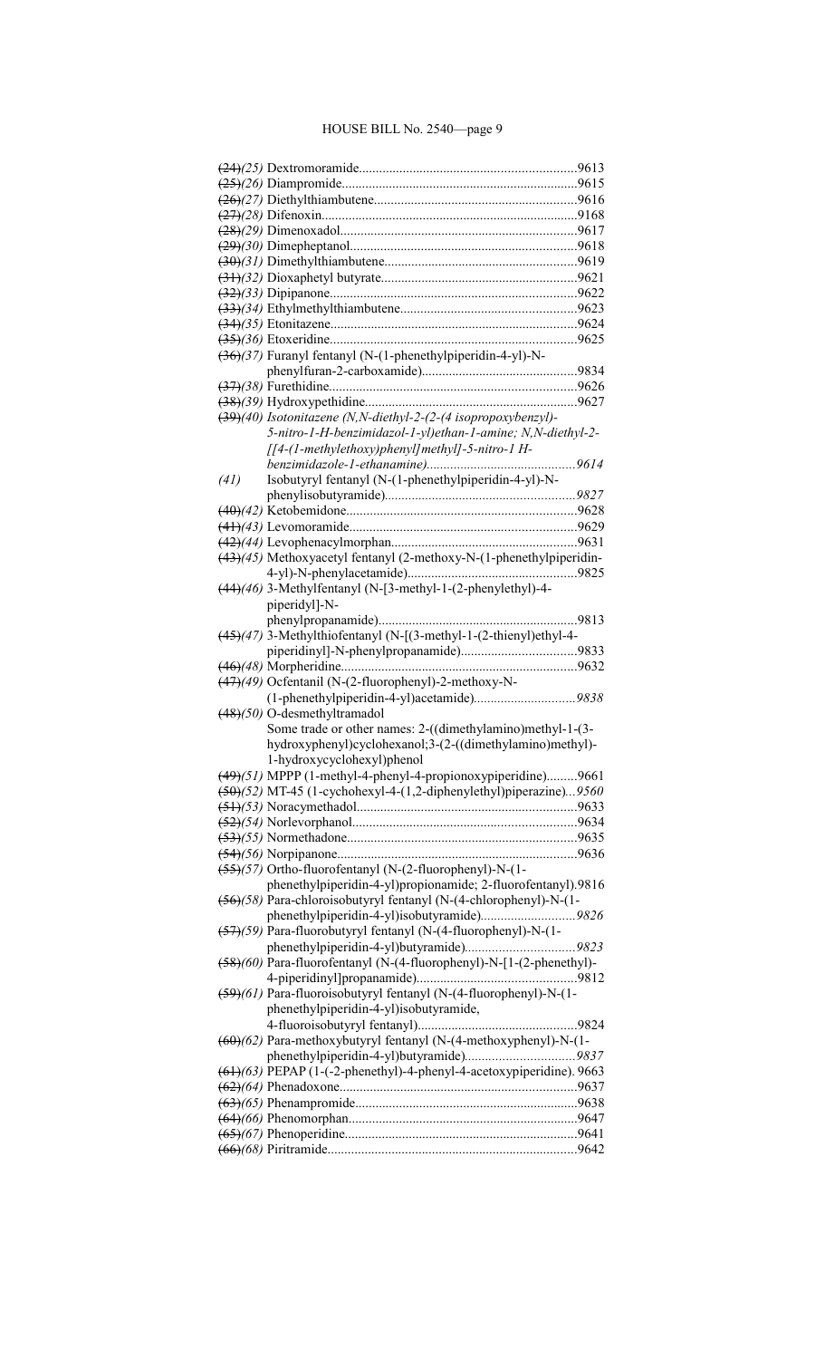~~(24)~~*(25)* Dextromoramide.......................................................................9613
~~(25)~~*(26)* Diampromide...........................................................................9615
~~(26)~~*(27)* Diethylthiambutene..................................................................9616
~~(27)~~*(28)* Difenoxin...................................................................................9168
~~(28)~~*(29)* Dimenoxadol..............................................................................9617
~~(29)~~*(30)* Dimepheptanol............................................................................9618
~~(30)~~*(31)* Dimethylthiambutene...............................................................9619
~~(31)~~*(32)* Dioxaphetyl butyrate................................................................9621
~~(32)~~*(33)* Dipipanone.................................................................................9622
~~(33)~~*(34)* Ethylmethylthiambutene..........................................................9623
~~(34)~~*(35)* Etonitazene.................................................................................9624
~~(35)~~*(36)* Etoxeridine.................................................................................9625
~~(36)~~*(37)* Furanyl fentanyl (N-(1-phenethylpiperidin-4-yl)-N-phenylfuran-2-carboxamide)..............................................9834
~~(37)~~*(38)* Furethidine.................................................................................9626
~~(38)~~*(39)* Hydroxypethidine........................................................................9627
~~(39)~~*(40) Isotonitazene (N,N-diethyl-2-(2-(4 isopropoxybenzyl)-5-nitro-1-H-benzimidazol-1-yl)ethan-1-amine; N,N-diethyl-2-[[4-(1-methylethoxy)phenyl]methyl]-5-nitro-1 H-benzimidazole-1-ethanamine)..............................................9614*
*(41)* Isobutyryl fentanyl (N-(1-phenethylpiperidin-4-yl)-N-phenylisobutyramide)*..........................................................9827*
~~(40)~~*(42)* Ketobemidone.............................................................................9628
~~(41)~~*(43)* Levomoramide............................................................................9629
~~(42)~~*(44)* Levophenacylmorphan................................................................9631
~~(43)~~*(45)* Methoxyacetyl fentanyl (2-methoxy-N-(1-phenethylpiperidin-4-yl)-N-phenylacetamide)..................................................9825
~~(44)~~*(46)* 3-Methylfentanyl (N-[3-methyl-1-(2-phenylethyl)-4-piperidyl]-N-phenylpropanamide)..........................................................9813
~~(45)~~*(47)* 3-Methylthiofentanyl (N-[(3-methyl-1-(2-thienyl)ethyl-4-piperidinyl]-N-phenylpropanamide)..................................9833
~~(46)~~*(48)* Morpheridine..............................................................................9632
~~(47)~~*(49)* Ocfentanil (N-(2-fluorophenyl)-2-methoxy-N-(1-phenethylpiperidin-4-yl)acetamide)*..............................9838*
~~(48)~~*(50)* O-desmethyltramadol
Some trade or other names: 2-((dimethylamino)methyl-1-(3-hydroxyphenyl)cyclohexanol;3-(2-((dimethylamino)methyl)-1-hydroxycyclohexyl)phenol
~~(49)~~*(51)* MPPP (1-methyl-4-phenyl-4-propionoxypiperidine).........9661
~~(50)~~*(52)* MT-45 (1-cychohexyl-4-(1,2-diphenylethyl)piperazine)*...9560*
~~(51)~~*(53)* Noracymethadol...........................................................................9633
~~(52)~~*(54)* Norlevorphanol...........................................................................9634
~~(53)~~*(55)* Normethadone.............................................................................9635
~~(54)~~*(56)* Norpipanone................................................................................9636
~~(55)~~*(57)* Ortho-fluorofentanyl (N-(2-fluorophenyl)-N-(1-phenethylpiperidin-4-yl)propionamide; 2-fluorofentanyl).9816
~~(56)~~*(58)* Para-chloroisobutyryl fentanyl (N-(4-chlorophenyl)-N-(1-phenethylpiperidin-4-yl)isobutyramide)*............................9826*
~~(57)~~*(59)* Para-fluorobutyryl fentanyl (N-(4-fluorophenyl)-N-(1-phenethylpiperidin-4-yl)butyramide)*................................9823*
~~(58)~~*(60)* Para-fluorofentanyl (N-(4-fluorophenyl)-N-[1-(2-phenethyl)-4-piperidinyl]propanamide)...............................................9812
~~(59)~~*(61)* Para-fluoroisobutyryl fentanyl (N-(4-fluorophenyl)-N-(1-phenethylpiperidin-4-yl)isobutyramide, 4-fluoroisobutyryl fentanyl)..............................................9824
~~(60)~~*(62)* Para-methoxybutyryl fentanyl (N-(4-methoxyphenyl)-N-(1-phenethylpiperidin-4-yl)butyramide)*................................9837*
~~(61)~~*(63)* PEPAP (1-(-2-phenethyl)-4-phenyl-4-acetoxypiperidine). 9663
~~(62)~~*(64)* Phenadoxone..............................................................................9637
~~(63)~~*(65)* Phenampromide..........................................................................9638
~~(64)~~*(66)* Phenomorphan............................................................................9647
~~(65)~~*(67)* Phenoperidine.............................................................................9641
~~(66)~~*(68)* Piritramide..................................................................................9642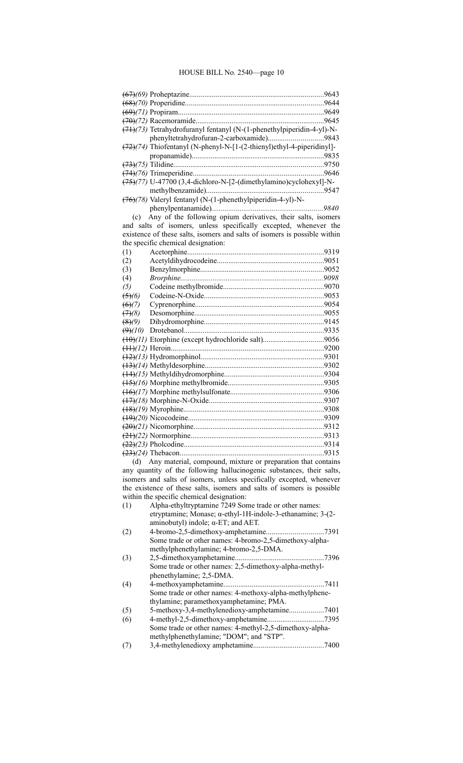~~(67)~~*(69)* Proheptazine.......................................................................9643
~~(68)~~*(70)* Properidine.........................................................................9644
~~(69)~~*(71)* Propiram.............................................................................9649
~~(70)~~*(72)* Racemoramide....................................................................9645
~~(71)~~*(73)* Tetrahydrofuranyl fentanyl (N-(1-phenethylpiperidin-4-yl)-N-phenyltetrahydrofuran-2-carboxamide).............................9843
~~(72)~~*(74)* Thiofentanyl (N-phenyl-N-[1-(2-thienyl)ethyl-4-piperidinyl]-propanamide).....................................................................9835
~~(73)~~*(75)* Tilidine...............................................................................9750
~~(74)~~*(76)* Trimeperidine.....................................................................9646
~~(75)~~*(77)* U-47700 (3,4-dichloro-N-[2-(dimethylamino)cyclohexyl]-N-methylbenzamide)..............................................................9547
~~(76)~~*(78)* Valeryl fentanyl (N-(1-phenethylpiperidin-4-yl)-N-phenylpentanamide)...........................................................*9840*

(c) Any of the following opium derivatives, their salts, isomers and salts of isomers, unless specifically excepted, whenever the existence of these salts, isomers and salts of isomers is possible within the specific chemical designation:

(1) Acetorphine........................................................................9319
(2) Acetyldihydrocodeine........................................................9051
(3) Benzylmorphine.................................................................9052
*(4) Brorphine...........................................................................9098*
*(5)* Codeine methylbromide.....................................................9070
~~(5)~~*(6)* Codeine-N-Oxide...............................................................9053
~~(6)~~*(7)* Cyprenorphine...................................................................9054
~~(7)~~*(8)* Desomorphine...................................................................9055
~~(8)~~*(9)* Dihydromorphine...............................................................9145
~~(9)~~*(10)* Drotebanol.........................................................................9335
~~(10)~~*(11)* Etorphine (except hydrochloride salt)................................9056
~~(11)~~*(12)* Heroin.................................................................................9200
~~(12)~~*(13)* Hydromorphinol.................................................................9301
~~(13)~~*(14)* Methyldesorphine..............................................................9302
~~(14)~~*(15)* Methyldihydromorphine....................................................9304
~~(15)~~*(16)* Morphine methylbromide..................................................9305
~~(16)~~*(17)* Morphine methylsulfonate.................................................9306
~~(17)~~*(18)* Morphine-N-Oxide............................................................9307
~~(18)~~*(19)* Myrophine.........................................................................9308
~~(19)~~*(20)* Nicocodeine.......................................................................9309
~~(20)~~*(21)* Nicomorphine....................................................................9312
~~(21)~~*(22)* Normorphine......................................................................9313
~~(22)~~*(23)* Pholcodine.........................................................................9314
~~(23)~~*(24)* Thebacon...........................................................................9315

(d) Any material, compound, mixture or preparation that contains any quantity of the following hallucinogenic substances, their salts, isomers and salts of isomers, unless specifically excepted, whenever the existence of these salts, isomers and salts of isomers is possible within the specific chemical designation:

(1) Alpha-ethyltryptamine 7249 Some trade or other names: etryptamine; Monase; α-ethyl-1H-indole-3-ethanamine; 3-(2-aminobutyl) indole; α-ET; and AET.
(2) 4-bromo-2,5-dimethoxy-amphetamine..............................7391
Some trade or other names: 4-bromo-2,5-dimethoxy-alpha-methylphenethylamine; 4-bromo-2,5-DMA.
(3) 2,5-dimethoxyamphetamine..............................................7396
Some trade or other names: 2,5-dimethoxy-alpha-methyl-phenethylamine; 2,5-DMA.
(4) 4-methoxyamphetamine....................................................7411
Some trade or other names: 4-methoxy-alpha-methylphenethylamine; paramethoxyamphetamine; PMA.
(5) 5-methoxy-3,4-methylenedioxy-amphetamine..................7401
(6) 4-methyl-2,5-dimethoxy-amphetamine..............................7395
Some trade or other names: 4-methyl-2,5-dimethoxy-alpha-methylphenethylamine; "DOM"; and "STP".
(7) 3,4-methylenedioxy amphetamine.....................................7400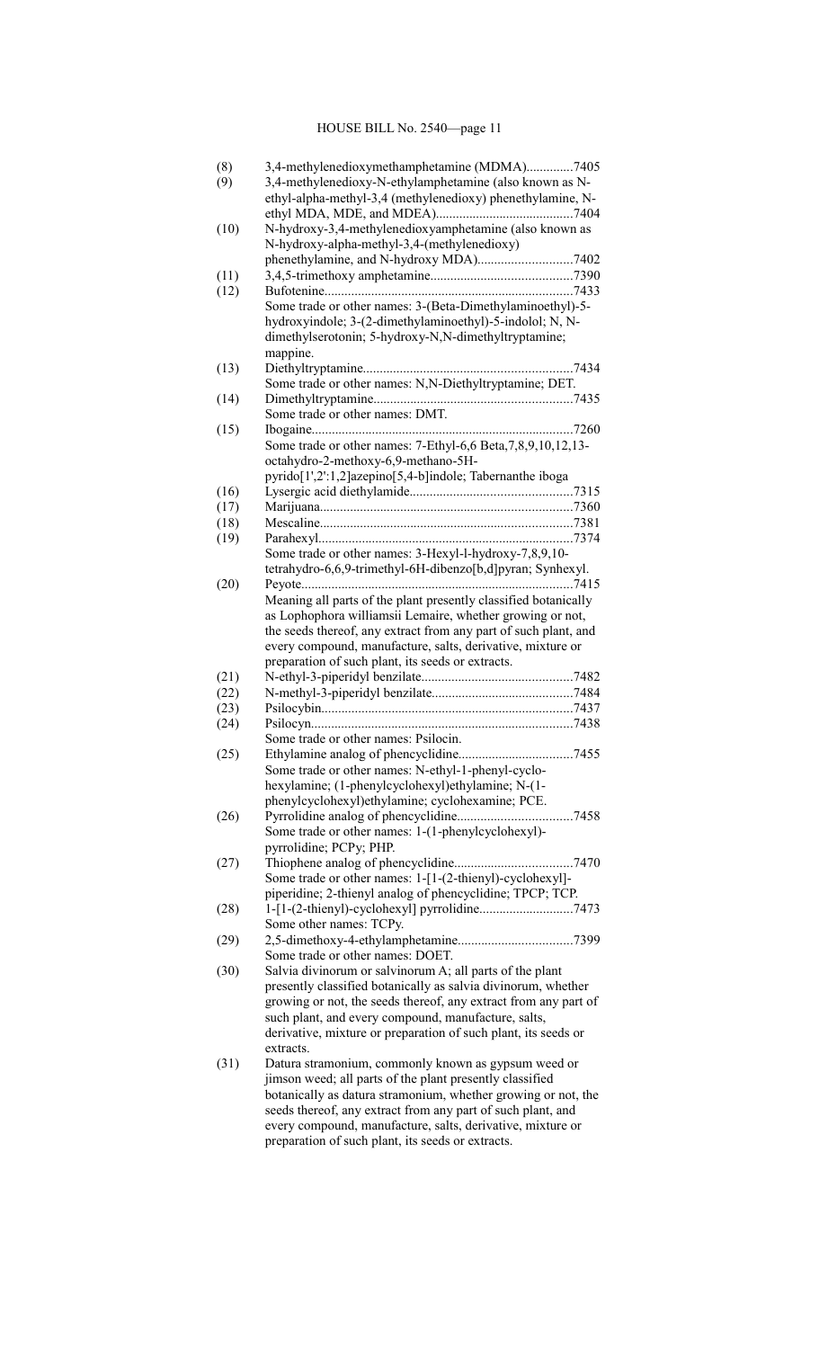(8) 3,4-methylenedioxymethamphetamine (MDMA)..............7405

(9) 3,4-methylenedioxy-N-ethylamphetamine (also known as N-ethyl-alpha-methyl-3,4 (methylenedioxy) phenethylamine, N-ethyl MDA, MDE, and MDEA).........................................7404

(10) N-hydroxy-3,4-methylenedioxyamphetamine (also known as N-hydroxy-alpha-methyl-3,4-(methylenedioxy) phenethylamine, and N-hydroxy MDA)............................7402

(11) 3,4,5-trimethoxy amphetamine..........................................7390

(12) Bufotenine.........................................................................7433
Some trade or other names: 3-(Beta-Dimethylaminoethyl)-5-hydroxyindole; 3-(2-dimethylaminoethyl)-5-indolol; N, N-dimethylserotonin; 5-hydroxy-N,N-dimethyltryptamine; mappine.

(13) Diethyltryptamine..............................................................7434
Some trade or other names: N,N-Diethyltryptamine; DET.

(14) Dimethyltryptamine...........................................................7435
Some trade or other names: DMT.

(15) Ibogaine.............................................................................7260
Some trade or other names: 7-Ethyl-6,6 Beta,7,8,9,10,12,13-octahydro-2-methoxy-6,9-methano-5H-pyrido[1',2':1,2]azepino[5,4-b]indole; Tabernanthe iboga

(16) Lysergic acid diethylamide................................................7315

(17) Marijuana...........................................................................7360

(18) Mescaline...........................................................................7381

(19) Parahexyl...........................................................................7374
Some trade or other names: 3-Hexyl-l-hydroxy-7,8,9,10-tetrahydro-6,6,9-trimethyl-6H-dibenzo[b,d]pyran; Synhexyl.

(20) Peyote................................................................................7415
Meaning all parts of the plant presently classified botanically as Lophophora williamsii Lemaire, whether growing or not, the seeds thereof, any extract from any part of such plant, and every compound, manufacture, salts, derivative, mixture or preparation of such plant, its seeds or extracts.

(21) N-ethyl-3-piperidyl benzilate............................................7482

(22) N-methyl-3-piperidyl benzilate..........................................7484

(23) Psilocybin..........................................................................7437

(24) Psilocyn.............................................................................7438
Some trade or other names: Psilocin.

(25) Ethylamine analog of phencyclidine..................................7455
Some trade or other names: N-ethyl-1-phenyl-cyclo-hexylamine; (1-phenylcyclohexyl)ethylamine; N-(1-phenylcyclohexyl)ethylamine; cyclohexamine; PCE.

(26) Pyrrolidine analog of phencyclidine..................................7458
Some trade or other names: 1-(1-phenylcyclohexyl)-pyrrolidine; PCPy; PHP.

(27) Thiophene analog of phencyclidine...................................7470
Some trade or other names: 1-[1-(2-thienyl)-cyclohexyl]-piperidine; 2-thienyl analog of phencyclidine; TPCP; TCP.

(28) 1-[1-(2-thienyl)-cyclohexyl] pyrrolidine............................7473
Some other names: TCPy.

(29) 2,5-dimethoxy-4-ethylamphetamine..................................7399
Some trade or other names: DOET.

(30) Salvia divinorum or salvinorum A; all parts of the plant presently classified botanically as salvia divinorum, whether growing or not, the seeds thereof, any extract from any part of such plant, and every compound, manufacture, salts, derivative, mixture or preparation of such plant, its seeds or extracts.

(31) Datura stramonium, commonly known as gypsum weed or jimson weed; all parts of the plant presently classified botanically as datura stramonium, whether growing or not, the seeds thereof, any extract from any part of such plant, and every compound, manufacture, salts, derivative, mixture or preparation of such plant, its seeds or extracts.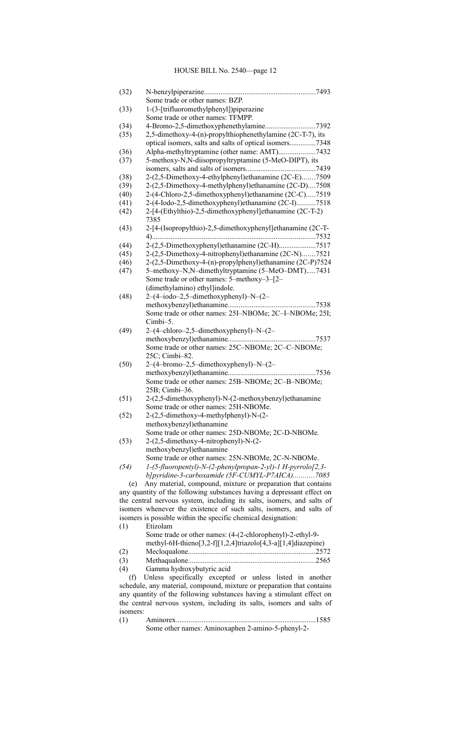(32) N-benzylpiperazine............................................................7493
Some trade or other names: BZP.

(33) 1-(3-[trifluoromethylphenyl])piperazine
Some trade or other names: TFMPP.

(34) 4-Bromo-2,5-dimethoxyphenethylamine...........................7392

(35) 2,5-dimethoxy-4-(n)-propylthiophenethylamine (2C-T-7), its optical isomers, salts and salts of optical isomers..............7348

(36) Alpha-methyltryptamine (other name: AMT)....................7432

(37) 5-methoxy-N,N-diisopropyltryptamine (5-MeO-DIPT), its isomers, salts and salts of isomers......................................7439

(38) 2-(2,5-Dimethoxy-4-ethylphenyl)ethanamine (2C-E).......7509

(39) 2-(2,5-Dimethoxy-4-methylphenyl)ethanamine (2C-D)....7508

(40) 2-(4-Chloro-2,5-dimethoxyphenyl)ethanamine (2C-C).....7519

(41) 2-(4-Iodo-2,5-dimethoxyphenyl)ethanamine (2C-I)..........7518

(42) 2-[4-(Ethylthio)-2,5-dimethoxyphenyl]ethanamine (2C-T-2) 7385

(43) 2-[4-(Isopropylthio)-2,5-dimethoxyphenyl]ethanamine (2C-T-4)........................................................................................7532

(44) 2-(2,5-Dimethoxyphenyl)ethanamine (2C-H)....................7517

(45) 2-(2,5-Dimethoxy-4-nitrophenyl)ethanamine (2C-N).......7521

(46) 2-(2,5-Dimethoxy-4-(n)-propylphenyl)ethanamine (2C-P)7524

(47) 5–methoxy–N,N–dimethyltryptamine (5–MeO–DMT).....7431
Some trade or other names: 5–methoxy–3–[2–(dimethylamino) ethyl]indole.

(48) 2–(4–iodo–2,5–dimethoxyphenyl)–N–(2–methoxybenzyl)ethanamine...............................................7538
Some trade or other names: 25I–NBOMe; 2C–I–NBOMe; 25I; Cimbi–5.

(49) 2–(4–chloro–2,5–dimethoxyphenyl)–N–(2–methoxybenzyl)ethanamine...............................................7537
Some trade or other names: 25C–NBOMe; 2C–C–NBOMe; 25C; Cimbi–82.

(50) 2–(4–bromo–2,5–dimethoxyphenyl)–N–(2–methoxybenzyl)ethanamine...............................................7536
Some trade or other names: 25B–NBOMe; 2C–B–NBOMe; 25B; Cimbi–36.

(51) 2-(2,5-dimethoxyphenyl)-N-(2-methoxybenzyl)ethanamine
Some trade or other names: 25H-NBOMe.

(52) 2-(2,5-dimethoxy-4-methylphenyl)-N-(2-methoxybenzyl)ethanamine
Some trade or other names: 25D-NBOMe; 2C-D-NBOMe.

(53) 2-(2,5-dimethoxy-4-nitrophenyl)-N-(2-methoxybenzyl)ethanamine
Some trade or other names: 25N-NBOMe, 2C-N-NBOMe.

*(54) 1-(5-fluoropentyl)-N-(2-phenylpropan-2-yl)-1 H-pyrrolo[2,3-b]pyridine-3-carboxamide (5F-CUMYL-P7AICA)...........7085*

(e) Any material, compound, mixture or preparation that contains any quantity of the following substances having a depressant effect on the central nervous system, including its salts, isomers, and salts of isomers whenever the existence of such salts, isomers, and salts of isomers is possible within the specific chemical designation:

(1) Etizolam
Some trade or other names: (4-(2-chlorophenyl)-2-ethyl-9-methyl-6H-thieno[3,2-f][1,2,4]triazolo[4,3-a][1,4]diazepine)

(2) Mecloqualone....................................................................2572

(3) Methaqualone....................................................................2565

(4) Gamma hydroxybutyric acid

(f) Unless specifically excepted or unless listed in another schedule, any material, compound, mixture or preparation that contains any quantity of the following substances having a stimulant effect on the central nervous system, including its salts, isomers and salts of isomers:

(1) Aminorex............................................................................1585
Some other names: Aminoxaphen 2-amino-5-phenyl-2-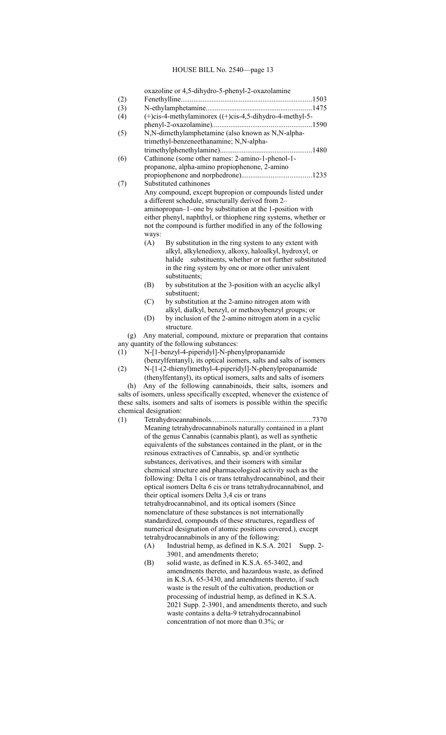oxazoline or 4,5-dihydro-5-phenyl-2-oxazolamine

(2) Fenethylline........................................................................1503

(3) N-ethylamphetamine..........................................................1475

(4) (+)cis-4-methylaminorex ((+)cis-4,5-dihydro-4-methyl-5-phenyl-2-oxazolamine).....................................................1590

(5) N,N-dimethylamphetamine (also known as N,N-alpha-trimethyl-benzeneethanamine; N,N-alpha-trimethylphenethylamine)..................................................1480

(6) Cathinone (some other names: 2-amino-1-phenol-1-propanone, alpha-amino propiophenone, 2-amino propiophenone and norphedrone)......................................1235

(7) Substituted cathinones

Any compound, except bupropion or compounds listed under a different schedule, structurally derived from 2–aminopropan–1–one by substitution at the 1-position with either phenyl, naphthyl, or thiophene ring systems, whether or not the compound is further modified in any of the following ways:

(A) By substitution in the ring system to any extent with alkyl, alkylenedioxy, alkoxy, haloalkyl, hydroxyl, or halide substituents, whether or not further substituted in the ring system by one or more other univalent substituents;

(B) by substitution at the 3-position with an acyclic alkyl substituent;

(C) by substitution at the 2-amino nitrogen atom with alkyl, dialkyl, benzyl, or methoxybenzyl groups; or

(D) by inclusion of the 2-amino nitrogen atom in a cyclic structure.

(g) Any material, compound, mixture or preparation that contains any quantity of the following substances:

(1) N-[1-benzyl-4-piperidyl]-N-phenylpropanamide (benzylfentanyl), its optical isomers, salts and salts of isomers

(2) N-[1-(2-thienyl)methyl-4-piperidyl]-N-phenylpropanamide (thenylfentanyl), its optical isomers, salts and salts of isomers

(h) Any of the following cannabinoids, their salts, isomers and salts of isomers, unless specifically excepted, whenever the existence of these salts, isomers and salts of isomers is possible within the specific chemical designation:

(1) Tetrahydrocannabinols.......................................................7370

Meaning tetrahydrocannabinols naturally contained in a plant of the genus Cannabis (cannabis plant), as well as synthetic equivalents of the substances contained in the plant, or in the resinous extractives of Cannabis, sp. and/or synthetic substances, derivatives, and their isomers with similar chemical structure and pharmacological activity such as the following: Delta 1 cis or trans tetrahydrocannabinol, and their optical isomers Delta 6 cis or trans tetrahydrocannabinol, and their optical isomers Delta 3,4 cis or trans tetrahydrocannabinol, and its optical isomers (Since nomenclature of these substances is not internationally standardized, compounds of these structures, regardless of numerical designation of atomic positions covered.), except tetrahydrocannabinols in any of the following:

(A) Industrial hemp, as defined in K.S.A. 2021 Supp. 2-3901, and amendments thereto;

(B) solid waste, as defined in K.S.A. 65-3402, and amendments thereto, and hazardous waste, as defined in K.S.A. 65-3430, and amendments thereto, if such waste is the result of the cultivation, production or processing of industrial hemp, as defined in K.S.A. 2021 Supp. 2-3901, and amendments thereto, and such waste contains a delta-9 tetrahydrocannabinol concentration of not more than 0.3%; or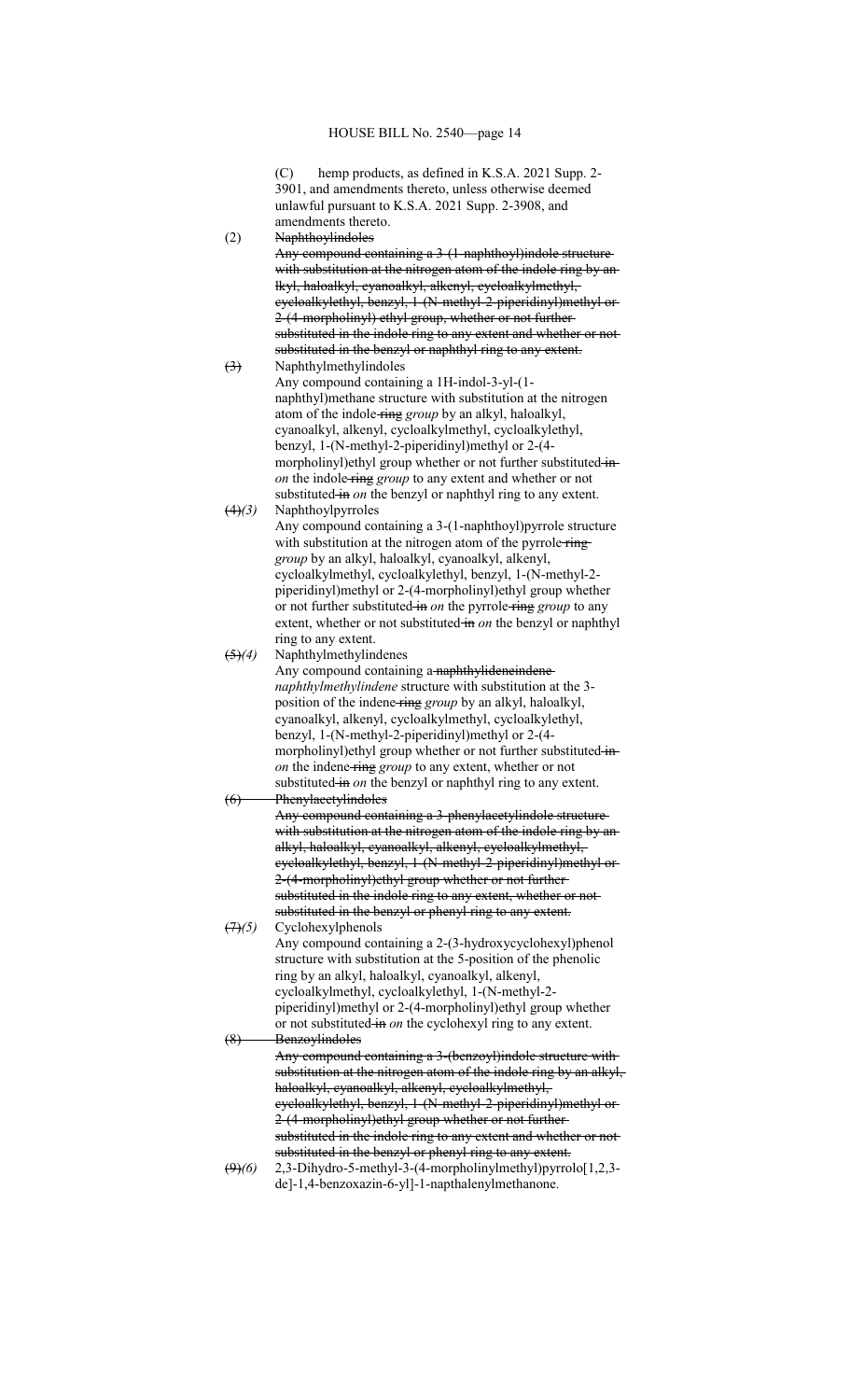(C) hemp products, as defined in K.S.A. 2021 Supp. 2-3901, and amendments thereto, unless otherwise deemed unlawful pursuant to K.S.A. 2021 Supp. 2-3908, and amendments thereto.

~~(2) Naphthoylindoles~~

~~Any compound containing a 3-(1-naphthoyl)indole structure with substitution at the nitrogen atom of the indole ring by an lkyl, haloalkyl, cyanoalkyl, alkenyl, cycloalkylmethyl, cycloalkylethyl, benzyl, 1-(N-methyl-2-piperidinyl)methyl or 2-(4-morpholinyl) ethyl group, whether or not further substituted in the indole ring to any extent and whether or not substituted in the benzyl or naphthyl ring to any extent.~~

~~(3)~~ Naphthylmethylindoles

Any compound containing a 1H-indol-3-yl-(1-naphthyl)methane structure with substitution at the nitrogen atom of the indole ~~ring~~ *group* by an alkyl, haloalkyl, cyanoalkyl, alkenyl, cycloalkylmethyl, cycloalkylethyl, benzyl, 1-(N-methyl-2-piperidinyl)methyl or 2-(4-morpholinyl)ethyl group whether or not further substituted ~~in~~ *on* the indole ~~ring~~ *group* to any extent and whether or not substituted ~~in~~ *on* the benzyl or naphthyl ring to any extent.

~~(4)~~*(3)* Naphthoylpyrroles

Any compound containing a 3-(1-naphthoyl)pyrrole structure with substitution at the nitrogen atom of the pyrrole ~~ring~~ *group* by an alkyl, haloalkyl, cyanoalkyl, alkenyl, cycloalkylmethyl, cycloalkylethyl, benzyl, 1-(N-methyl-2-piperidinyl)methyl or 2-(4-morpholinyl)ethyl group whether or not further substituted ~~in~~ *on* the pyrrole ~~ring~~ *group* to any extent, whether or not substituted ~~in~~ *on* the benzyl or naphthyl ring to any extent.

~~(5)~~*(4)* Naphthylmethylindenes

Any compound containing a ~~naphthylideneindene~~ *naphthylmethylindene* structure with substitution at the 3-position of the indene ~~ring~~ *group* by an alkyl, haloalkyl, cyanoalkyl, alkenyl, cycloalkylmethyl, cycloalkylethyl, benzyl, 1-(N-methyl-2-piperidinyl)methyl or 2-(4-morpholinyl)ethyl group whether or not further substituted ~~in~~ *on* the indene ~~ring~~ *group* to any extent, whether or not substituted ~~in~~ *on* the benzyl or naphthyl ring to any extent.

~~(6) Phenylacetylindoles~~

~~Any compound containing a 3-phenylacetylindole structure with substitution at the nitrogen atom of the indole ring by an alkyl, haloalkyl, cyanoalkyl, alkenyl, cycloalkylmethyl, cycloalkylethyl, benzyl, 1-(N-methyl-2-piperidinyl)methyl or 2-(4-morpholinyl)ethyl group whether or not further substituted in the indole ring to any extent, whether or not substituted in the benzyl or phenyl ring to any extent.~~

~~(7)~~*(5)* Cyclohexylphenols

Any compound containing a 2-(3-hydroxycyclohexyl)phenol structure with substitution at the 5-position of the phenolic ring by an alkyl, haloalkyl, cyanoalkyl, alkenyl, cycloalkylmethyl, cycloalkylethyl, 1-(N-methyl-2-piperidinyl)methyl or 2-(4-morpholinyl)ethyl group whether or not substituted ~~in~~ *on* the cyclohexyl ring to any extent.

~~(8) Benzoylindoles~~

~~Any compound containing a 3-(benzoyl)indole structure with substitution at the nitrogen atom of the indole ring by an alkyl, haloalkyl, cyanoalkyl, alkenyl, cycloalkylmethyl, cycloalkylethyl, benzyl, 1-(N-methyl-2-piperidinyl)methyl or 2-(4-morpholinyl)ethyl group whether or not further substituted in the indole ring to any extent and whether or not substituted in the benzyl or phenyl ring to any extent.~~

~~(9)~~*(6)* 2,3-Dihydro-5-methyl-3-(4-morpholinylmethyl)pyrrolo[1,2,3-de]-1,4-benzoxazin-6-yl]-1-napthalenylmethanone.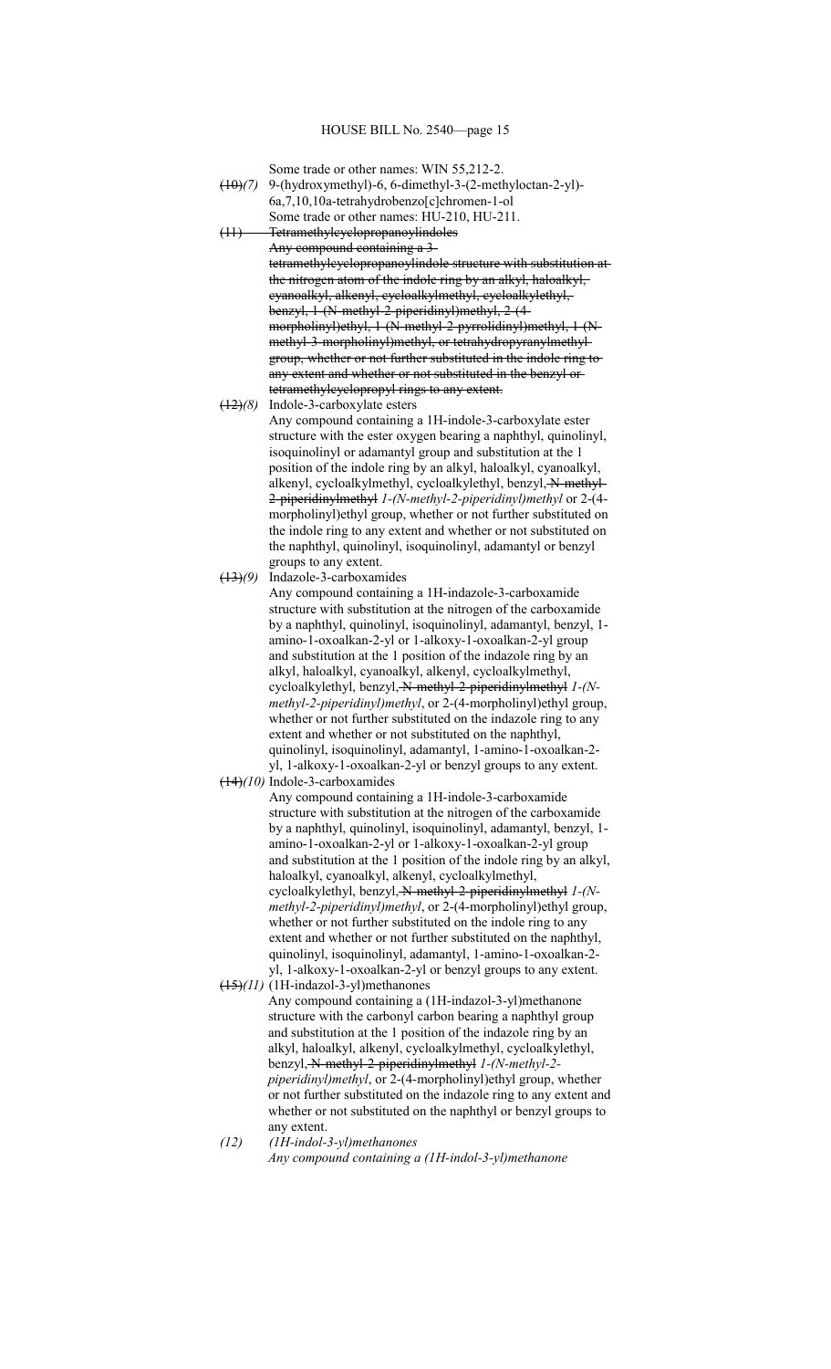Some trade or other names: WIN 55,212-2.

~~(10)~~*(7)* 9-(hydroxymethyl)-6, 6-dimethyl-3-(2-methyloctan-2-yl)-6a,7,10,10a-tetrahydrobenzo[c]chromen-1-ol

Some trade or other names: HU-210, HU-211.

~~(11) Tetramethylcyclopropanoylindoles~~

~~Any compound containing a 3-tetramethylcyclopropanoylindole structure with substitution at the nitrogen atom of the indole ring by an alkyl, haloalkyl, cyanoalkyl, alkenyl, cycloalkylmethyl, cycloalkylethyl, benzyl, 1-(N-methyl-2-piperidinyl)methyl, 2-(4-morpholinyl)ethyl, 1-(N-methyl-2-pyrrolidinyl)methyl, 1-(N-methyl-3-morpholinyl)methyl, or tetrahydropyranylmethyl group, whether or not further substituted in the indole ring to any extent and whether or not substituted in the benzyl or tetramethylcyclopropyl rings to any extent.~~

~~(12)~~*(8)* Indole-3-carboxylate esters

Any compound containing a 1H-indole-3-carboxylate ester structure with the ester oxygen bearing a naphthyl, quinolinyl, isoquinolinyl or adamantyl group and substitution at the 1 position of the indole ring by an alkyl, haloalkyl, cyanoalkyl, alkenyl, cycloalkylmethyl, cycloalkylethyl, benzyl, ~~N-methyl-2-piperidinylmethyl~~ *1-(N-methyl-2-piperidinyl)methyl* or 2-(4-morpholinyl)ethyl group, whether or not further substituted on the indole ring to any extent and whether or not substituted on the naphthyl, quinolinyl, isoquinolinyl, adamantyl or benzyl groups to any extent.

~~(13)~~*(9)* Indazole-3-carboxamides

Any compound containing a 1H-indazole-3-carboxamide structure with substitution at the nitrogen of the carboxamide by a naphthyl, quinolinyl, isoquinolinyl, adamantyl, benzyl, 1-amino-1-oxoalkan-2-yl or 1-alkoxy-1-oxoalkan-2-yl group and substitution at the 1 position of the indazole ring by an alkyl, haloalkyl, cyanoalkyl, alkenyl, cycloalkylmethyl, cycloalkylethyl, benzyl, ~~N-methyl-2-piperidinylmethyl~~ *1-(N-methyl-2-piperidinyl)methyl*, or 2-(4-morpholinyl)ethyl group, whether or not further substituted on the indazole ring to any extent and whether or not substituted on the naphthyl, quinolinyl, isoquinolinyl, adamantyl, 1-amino-1-oxoalkan-2-yl, 1-alkoxy-1-oxoalkan-2-yl or benzyl groups to any extent.

~~(14)~~*(10)* Indole-3-carboxamides

Any compound containing a 1H-indole-3-carboxamide structure with substitution at the nitrogen of the carboxamide by a naphthyl, quinolinyl, isoquinolinyl, adamantyl, benzyl, 1-amino-1-oxoalkan-2-yl or 1-alkoxy-1-oxoalkan-2-yl group and substitution at the 1 position of the indole ring by an alkyl, haloalkyl, cyanoalkyl, alkenyl, cycloalkylmethyl, cycloalkylethyl, benzyl, ~~N-methyl-2-piperidinylmethyl~~ *1-(N-methyl-2-piperidinyl)methyl*, or 2-(4-morpholinyl)ethyl group, whether or not further substituted on the indole ring to any extent and whether or not further substituted on the naphthyl, quinolinyl, isoquinolinyl, adamantyl, 1-amino-1-oxoalkan-2-yl, 1-alkoxy-1-oxoalkan-2-yl or benzyl groups to any extent.

~~(15)~~*(11)* (1H-indazol-3-yl)methanones

Any compound containing a (1H-indazol-3-yl)methanone structure with the carbonyl carbon bearing a naphthyl group and substitution at the 1 position of the indazole ring by an alkyl, haloalkyl, alkenyl, cycloalkylmethyl, cycloalkylethyl, benzyl, ~~N-methyl-2-piperidinylmethyl~~ *1-(N-methyl-2-piperidinyl)methyl*, or 2-(4-morpholinyl)ethyl group, whether or not further substituted on the indazole ring to any extent and whether or not substituted on the naphthyl or benzyl groups to any extent.

*(12)* *(1H-indol-3-yl)methanones*

*Any compound containing a (1H-indol-3-yl)methanone*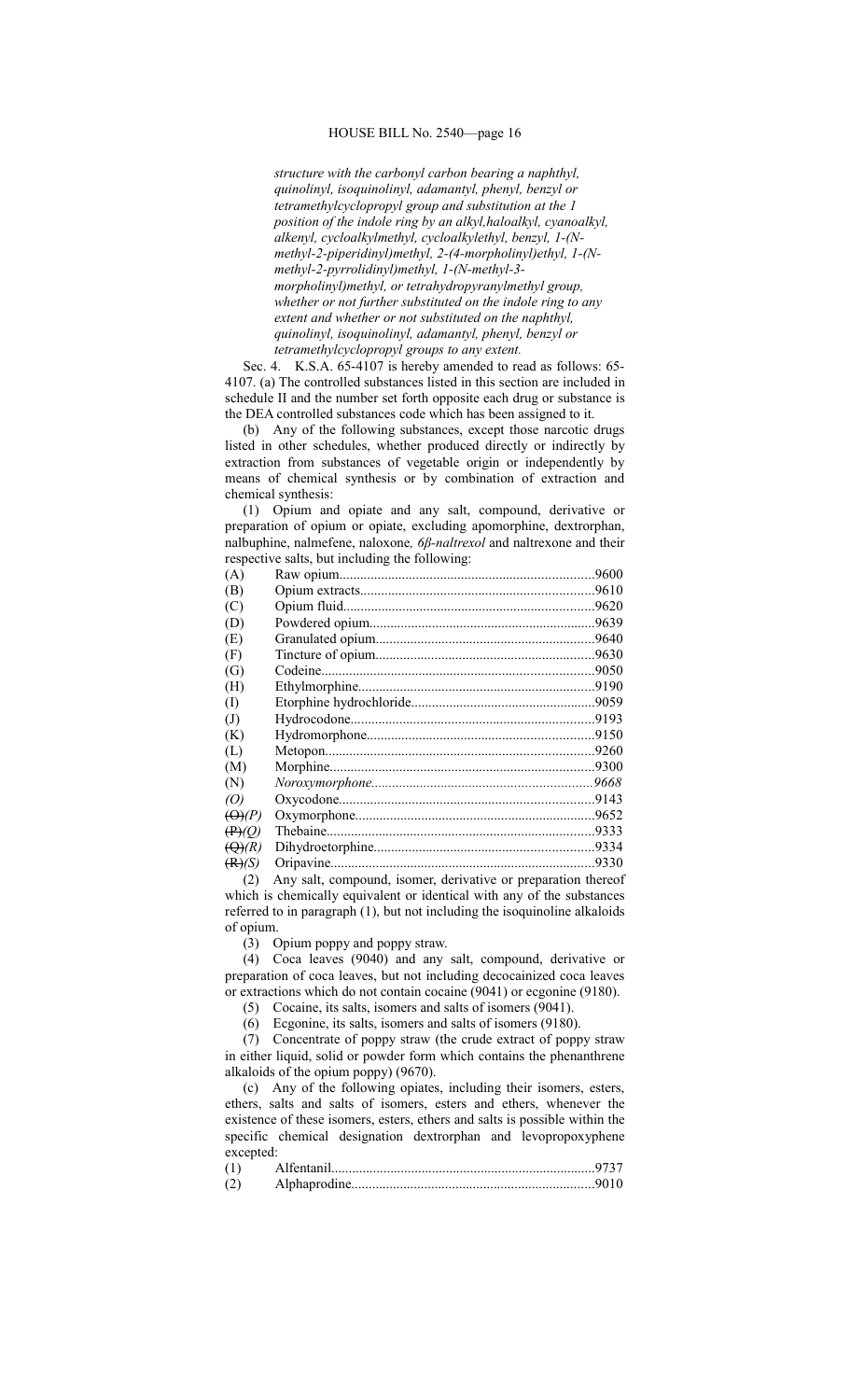*structure with the carbonyl carbon bearing a naphthyl, quinolinyl, isoquinolinyl, adamantyl, phenyl, benzyl or tetramethylcyclopropyl group and substitution at the 1 position of the indole ring by an alkyl,haloalkyl, cyanoalkyl, alkenyl, cycloalkylmethyl, cycloalkylethyl, benzyl, 1-(N-methyl-2-piperidinyl)methyl, 2-(4-morpholinyl)ethyl, 1-(N-methyl-2-pyrrolidinyl)methyl, 1-(N-methyl-3-morpholinyl)methyl, or tetrahydropyranylmethyl group, whether or not further substituted on the indole ring to any extent and whether or not substituted on the naphthyl, quinolinyl, isoquinolinyl, adamantyl, phenyl, benzyl or tetramethylcyclopropyl groups to any extent.*

Sec. 4. K.S.A. 65-4107 is hereby amended to read as follows: 65-4107. (a) The controlled substances listed in this section are included in schedule II and the number set forth opposite each drug or substance is the DEA controlled substances code which has been assigned to it.

(b) Any of the following substances, except those narcotic drugs listed in other schedules, whether produced directly or indirectly by extraction from substances of vegetable origin or independently by means of chemical synthesis or by combination of extraction and chemical synthesis:

(1) Opium and opiate and any salt, compound, derivative or preparation of opium or opiate, excluding apomorphine, dextrorphan, nalbuphine, nalmefene, naloxone*, 6β-naltrexol* and naltrexone and their respective salts, but including the following:

| | | |
|---|---|---|
| (A) | Raw opium | 9600 |
| (B) | Opium extracts | 9610 |
| (C) | Opium fluid | 9620 |
| (D) | Powdered opium | 9639 |
| (E) | Granulated opium | 9640 |
| (F) | Tincture of opium | 9630 |
| (G) | Codeine | 9050 |
| (H) | Ethylmorphine | 9190 |
| (I) | Etorphine hydrochloride | 9059 |
| (J) | Hydrocodone | 9193 |
| (K) | Hydromorphone | 9150 |
| (L) | Metopon | 9260 |
| (M) | Morphine | 9300 |
| (N) | *Noroxymorphone* | *9668* |
| *(O)* | Oxycodone | 9143 |
| ~~(O)~~*(P)* | Oxymorphone | 9652 |
| ~~(P)~~*(Q)* | Thebaine | 9333 |
| ~~(Q)~~*(R)* | Dihydroetorphine | 9334 |
| ~~(R)~~*(S)* | Oripavine | 9330 |

(2) Any salt, compound, isomer, derivative or preparation thereof which is chemically equivalent or identical with any of the substances referred to in paragraph (1), but not including the isoquinoline alkaloids of opium.

(3) Opium poppy and poppy straw.

(4) Coca leaves (9040) and any salt, compound, derivative or preparation of coca leaves, but not including decocainized coca leaves or extractions which do not contain cocaine (9041) or ecgonine (9180).

(5) Cocaine, its salts, isomers and salts of isomers (9041).

(6) Ecgonine, its salts, isomers and salts of isomers (9180).

(7) Concentrate of poppy straw (the crude extract of poppy straw in either liquid, solid or powder form which contains the phenanthrene alkaloids of the opium poppy) (9670).

(c) Any of the following opiates, including their isomers, esters, ethers, salts and salts of isomers, esters and ethers, whenever the existence of these isomers, esters, ethers and salts is possible within the specific chemical designation dextrorphan and levopropoxyphene excepted:

| | | |
|---|---|---|
| (1) | Alfentanil | 9737 |
| (2) | Alphaprodine | 9010 |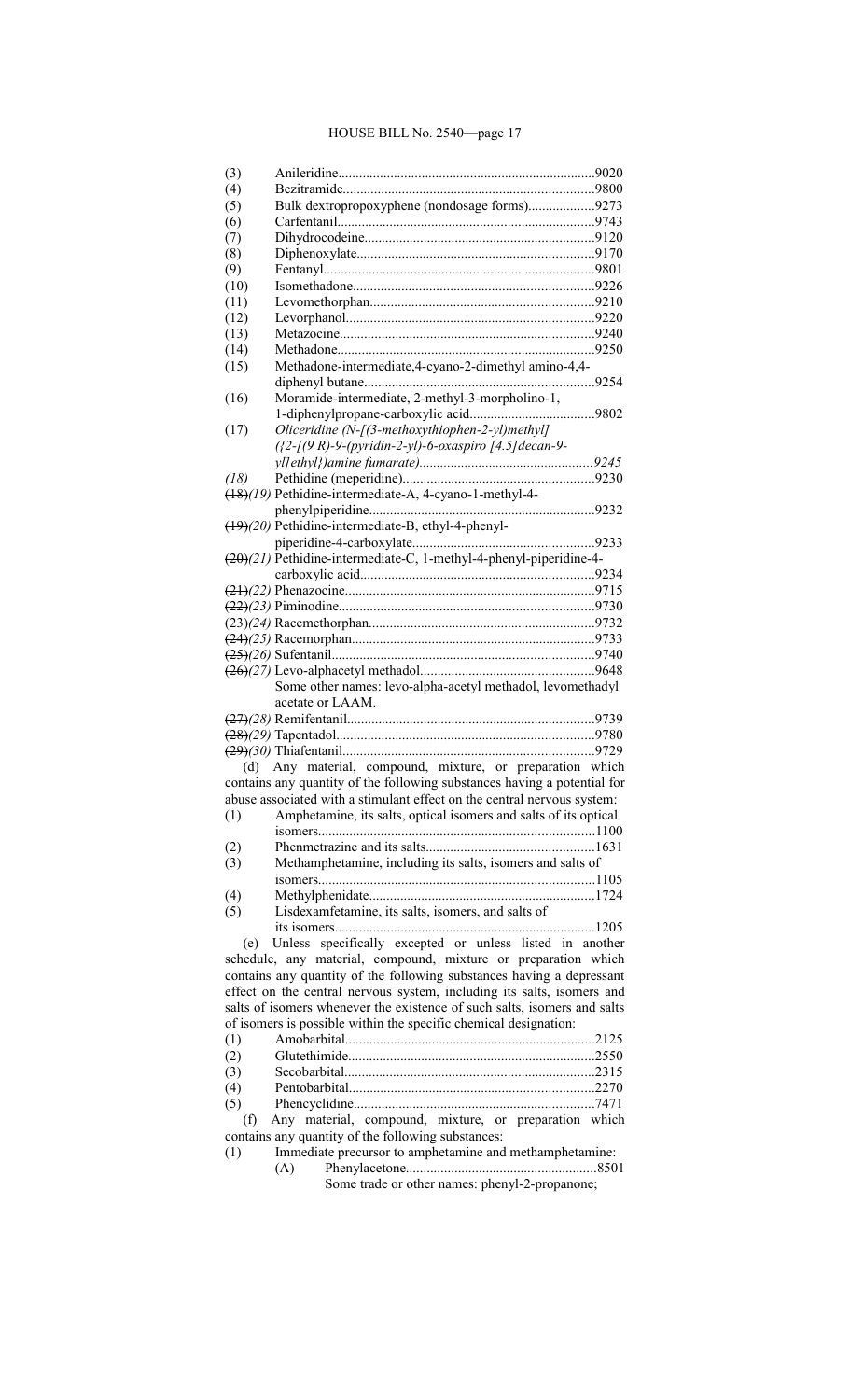(3) Anileridine....9020

(4) Bezitramide....9800

(5) Bulk dextropropoxyphene (nondosage forms)....9273

(6) Carfentanil....9743

(7) Dihydrocodeine....9120

(8) Diphenoxylate....9170

(9) Fentanyl....9801

(10) Isomethadone....9226

(11) Levomethorphan....9210

(12) Levorphanol....9220

(13) Metazocine....9240

(14) Methadone....9250

(15) Methadone-intermediate,4-cyano-2-dimethyl amino-4,4-diphenyl butane....9254

(16) Moramide-intermediate, 2-methyl-3-morpholino-1, 1-diphenylpropane-carboxylic acid....9802

*(17) Oliceridine (N-[(3-methoxythiophen-2-yl)methyl] ({2-[(9 R)-9-(pyridin-2-yl)-6-oxaspiro [4.5]decan-9-yl]ethyl})amine fumarate)....9245*

*(18)* Pethidine (meperidine)....9230

~~(18)~~*(19)* Pethidine-intermediate-A, 4-cyano-1-methyl-4-phenylpiperidine....9232

~~(19)~~*(20)* Pethidine-intermediate-B, ethyl-4-phenyl-piperidine-4-carboxylate....9233

~~(20)~~*(21)* Pethidine-intermediate-C, 1-methyl-4-phenyl-piperidine-4-carboxylic acid....9234

~~(21)~~*(22)* Phenazocine....9715

~~(22)~~*(23)* Piminodine....9730

~~(23)~~*(24)* Racemethorphan....9732

~~(24)~~*(25)* Racemorphan....9733

~~(25)~~*(26)* Sufentanil....9740

~~(26)~~*(27)* Levo-alphacetyl methadol....9648

Some other names: levo-alpha-acetyl methadol, levomethadyl acetate or LAAM.

~~(27)~~*(28)* Remifentanil....9739

~~(28)~~*(29)* Tapentadol....9780

~~(29)~~*(30)* Thiafentanil....9729

(d) Any material, compound, mixture, or preparation which contains any quantity of the following substances having a potential for abuse associated with a stimulant effect on the central nervous system:

(1) Amphetamine, its salts, optical isomers and salts of its optical isomers....1100

(2) Phenmetrazine and its salts....1631

(3) Methamphetamine, including its salts, isomers and salts of isomers....1105

(4) Methylphenidate....1724

(5) Lisdexamfetamine, its salts, isomers, and salts of its isomers....1205

(e) Unless specifically excepted or unless listed in another schedule, any material, compound, mixture or preparation which contains any quantity of the following substances having a depressant effect on the central nervous system, including its salts, isomers and salts of isomers whenever the existence of such salts, isomers and salts of isomers is possible within the specific chemical designation:

(1) Amobarbital....2125

(2) Glutethimide....2550

(3) Secobarbital....2315

(4) Pentobarbital....2270

(5) Phencyclidine....7471

(f) Any material, compound, mixture, or preparation which contains any quantity of the following substances:

(1) Immediate precursor to amphetamine and methamphetamine:

(A) Phenylacetone....8501

Some trade or other names: phenyl-2-propanone;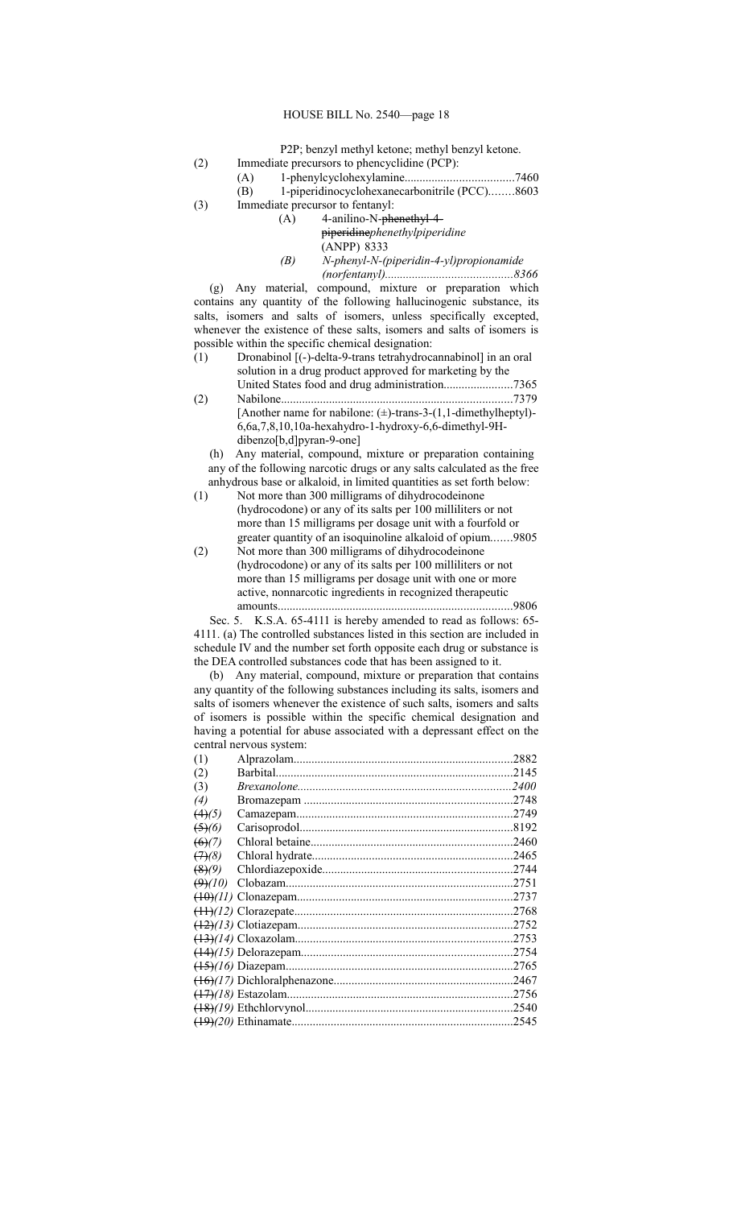P2P; benzyl methyl ketone; methyl benzyl ketone.

(2) Immediate precursors to phencyclidine (PCP):

(A) 1-phenylcyclohexylamine....................................7460

(B) 1-piperidinocyclohexanecarbonitrile (PCC)........8603

(3) Immediate precursor to fentanyl:

(A) 4-anilino-N-~~phenethyl-4-piperidine~~*phenethylpiperidine* (ANPP) 8333

*(B) N-phenyl-N-(piperidin-4-yl)propionamide (norfentanyl)..........................................8366*

(g) Any material, compound, mixture or preparation which contains any quantity of the following hallucinogenic substance, its salts, isomers and salts of isomers, unless specifically excepted, whenever the existence of these salts, isomers and salts of isomers is possible within the specific chemical designation:

(1) Dronabinol [(-)-delta-9-trans tetrahydrocannabinol] in an oral solution in a drug product approved for marketing by the United States food and drug administration.......................7365

(2) Nabilone...........................................................................7379
[Another name for nabilone: (±)-trans-3-(1,1-dimethylheptyl)-6,6a,7,8,10,10a-hexahydro-1-hydroxy-6,6-dimethyl-9H-dibenzo[b,d]pyran-9-one]

(h) Any material, compound, mixture or preparation containing any of the following narcotic drugs or any salts calculated as the free anhydrous base or alkaloid, in limited quantities as set forth below:

(1) Not more than 300 milligrams of dihydrocodeinone (hydrocodone) or any of its salts per 100 milliliters or not more than 15 milligrams per dosage unit with a fourfold or greater quantity of an isoquinoline alkaloid of opium.......9805

(2) Not more than 300 milligrams of dihydrocodeinone (hydrocodone) or any of its salts per 100 milliliters or not more than 15 milligrams per dosage unit with one or more active, nonnarcotic ingredients in recognized therapeutic amounts............................................................................9806

Sec. 5. K.S.A. 65-4111 is hereby amended to read as follows: 65-4111. (a) The controlled substances listed in this section are included in schedule IV and the number set forth opposite each drug or substance is the DEA controlled substances code that has been assigned to it.

(b) Any material, compound, mixture or preparation that contains any quantity of the following substances including its salts, isomers and salts of isomers whenever the existence of such salts, isomers and salts of isomers is possible within the specific chemical designation and having a potential for abuse associated with a depressant effect on the central nervous system:

(1) Alprazolam.......................................................................2882

(2) Barbital...........................................................................2145

*(3) Brexanolone......................................................................2400*

*(4)* Bromazepam ....................................................................2748

~~(4)~~*(5)* Camazepam......................................................................2749

~~(5)~~*(6)* Carisoprodol.....................................................................8192

~~(6)~~*(7)* Chloral betaine.................................................................2460

~~(7)~~*(8)* Chloral hydrate.................................................................2465

~~(8)~~*(9)* Chlordiazepoxide..............................................................2744

~~(9)~~*(10)* Clobazam..........................................................................2751

~~(10)~~*(11)* Clonazepam......................................................................2737

~~(11)~~*(12)* Clorazepate.......................................................................2768

~~(12)~~*(13)* Clotiazepam......................................................................2752

~~(13)~~*(14)* Cloxazolam.......................................................................2753

~~(14)~~*(15)* Delorazepam.....................................................................2754

~~(15)~~*(16)* Diazepam..........................................................................2765

~~(16)~~*(17)* Dichloralphenazone..........................................................2467

~~(17)~~*(18)* Estazolam.........................................................................2756

~~(18)~~*(19)* Ethchlorvynol...................................................................2540

~~(19)~~*(20)* Ethinamate.......................................................................2545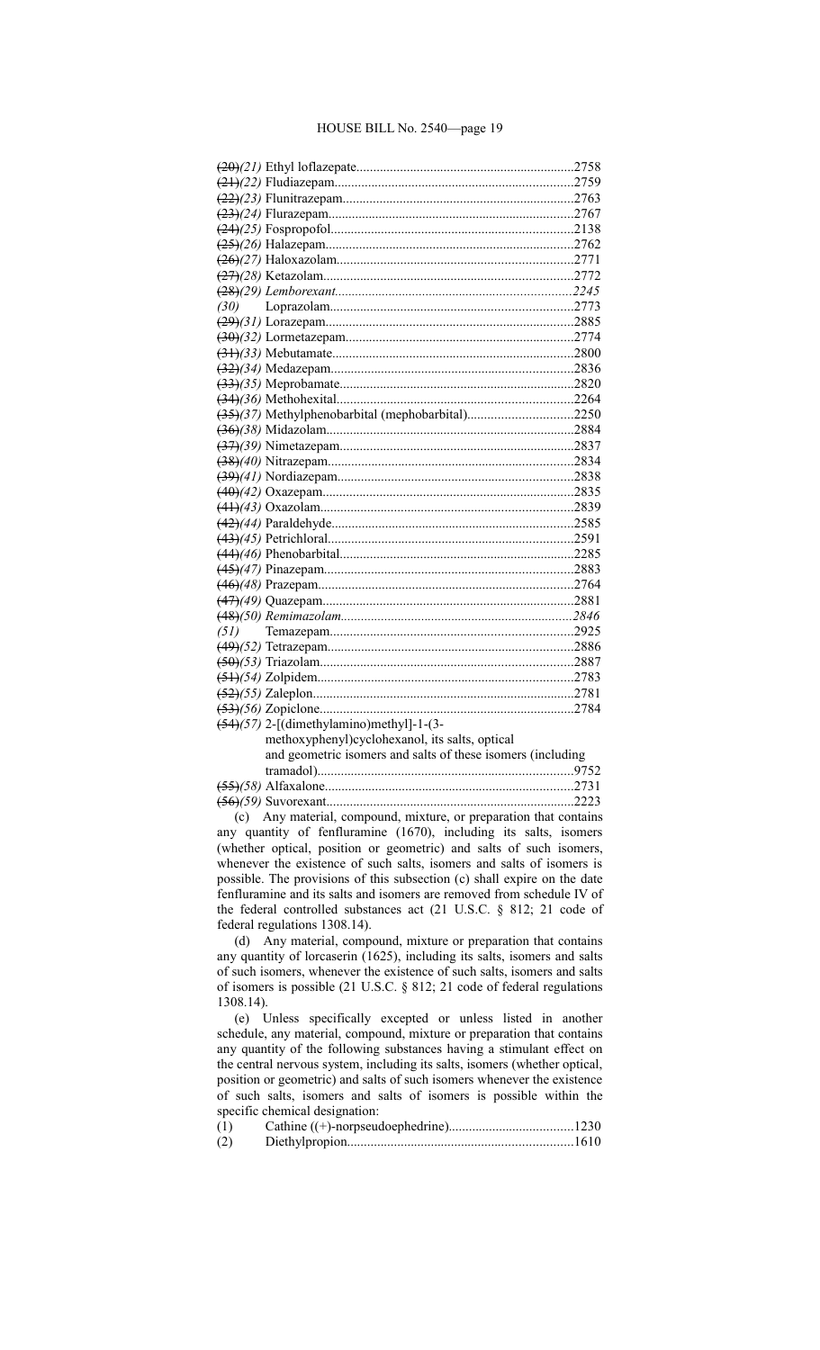~~(20)~~*(21)* Ethyl loflazepate................................................................2758
~~(21)~~*(22)* Fludiazepam.....................................................................2759
~~(22)~~*(23)* Flunitrazepam...................................................................2763
~~(23)~~*(24)* Flurazepam.......................................................................2767
~~(24)~~*(25)* Fospropofol.......................................................................2138
~~(25)~~*(26)* Halazepam.........................................................................2762
~~(26)~~*(27)* Haloxazolam.....................................................................2771
~~(27)~~*(28)* Ketazolam.........................................................................2772
~~(28)~~*(29) Lemborexant......................................................................2245*
*(30)* Loprazolam........................................................................2773
~~(29)~~*(31)* Lorazepam.........................................................................2885
~~(30)~~*(32)* Lormetazepam..................................................................2774
~~(31)~~*(33)* Mebutamate......................................................................2800
~~(32)~~*(34)* Medazepam.......................................................................2836
~~(33)~~*(35)* Meprobamate....................................................................2820
~~(34)~~*(36)* Methohexital.....................................................................2264
~~(35)~~*(37)* Methylphenobarbital (mephobarbital)...............................2250
~~(36)~~*(38)* Midazolam........................................................................2884
~~(37)~~*(39)* Nimetazepam....................................................................2837
~~(38)~~*(40)* Nitrazepam........................................................................2834
~~(39)~~*(41)* Nordiazepam.....................................................................2838
~~(40)~~*(42)* Oxazepam..........................................................................2835
~~(41)~~*(43)* Oxazolam...........................................................................2839
~~(42)~~*(44)* Paraldehyde.......................................................................2585
~~(43)~~*(45)* Petrichloral........................................................................2591
~~(44)~~*(46)* Phenobarbital....................................................................2285
~~(45)~~*(47)* Pinazepam..........................................................................2883
~~(46)~~*(48)* Prazepam...........................................................................2764
~~(47)~~*(49)* Quazepam..........................................................................2881
~~(48)~~*(50) Remimazolam...................................................................2846*
*(51)* Temazepam.......................................................................2925
~~(49)~~*(52)* Tetrazepam........................................................................2886
~~(50)~~*(53)* Triazolam...........................................................................2887
~~(51)~~*(54)* Zolpidem...........................................................................2783
~~(52)~~*(55)* Zaleplon............................................................................2781
~~(53)~~*(56)* Zopiclone...........................................................................2784
~~(54)~~*(57)* 2-[(dimethylamino)methyl]-1-(3-methoxyphenyl)cyclohexanol, its salts, optical and geometric isomers and salts of these isomers (including tramadol)...........................................................................9752
~~(55)~~*(58)* Alfaxalone.........................................................................2731
~~(56)~~*(59)* Suvorexant.........................................................................2223

(c) Any material, compound, mixture, or preparation that contains any quantity of fenfluramine (1670), including its salts, isomers (whether optical, position or geometric) and salts of such isomers, whenever the existence of such salts, isomers and salts of isomers is possible. The provisions of this subsection (c) shall expire on the date fenfluramine and its salts and isomers are removed from schedule IV of the federal controlled substances act (21 U.S.C. § 812; 21 code of federal regulations 1308.14).

(d) Any material, compound, mixture or preparation that contains any quantity of lorcaserin (1625), including its salts, isomers and salts of such isomers, whenever the existence of such salts, isomers and salts of isomers is possible (21 U.S.C. § 812; 21 code of federal regulations 1308.14).

(e) Unless specifically excepted or unless listed in another schedule, any material, compound, mixture or preparation that contains any quantity of the following substances having a stimulant effect on the central nervous system, including its salts, isomers (whether optical, position or geometric) and salts of such isomers whenever the existence of such salts, isomers and salts of isomers is possible within the specific chemical designation:

(1) Cathine ((+)-norpseudoephedrine)....................................1230
(2) Diethylpropion..................................................................1610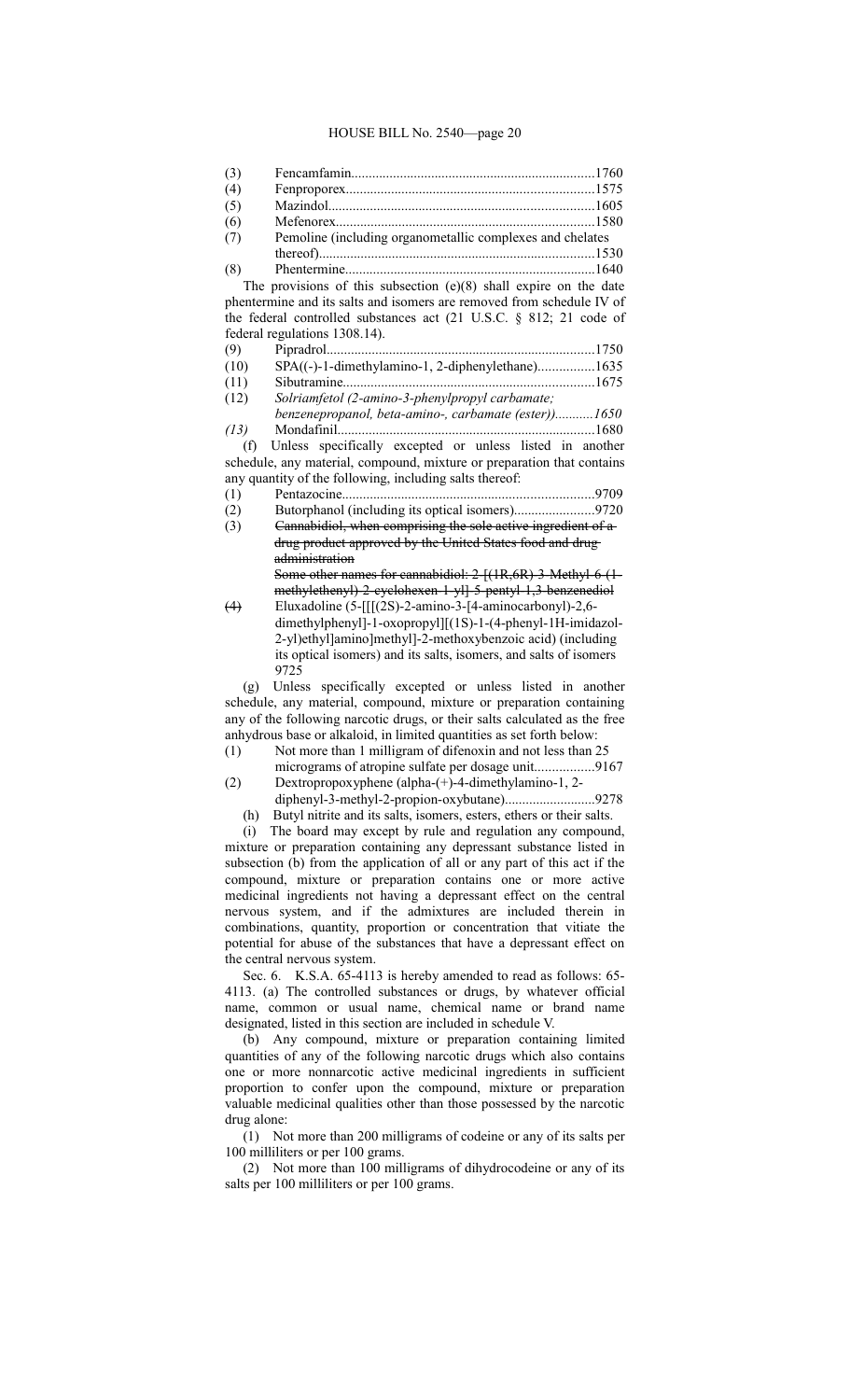(3) Fencamfamin......................................................................1760
(4) Fenproporex.......................................................................1575
(5) Mazindol............................................................................1605
(6) Mefenorex..........................................................................1580
(7) Pemoline (including organometallic complexes and chelates thereof)..............................................................................1530
(8) Phentermine.......................................................................1640

The provisions of this subsection (e)(8) shall expire on the date phentermine and its salts and isomers are removed from schedule IV of the federal controlled substances act (21 U.S.C. § 812; 21 code of federal regulations 1308.14).

(9) Pipradrol............................................................................1750
(10) SPA((-)-1-dimethylamino-1, 2-diphenylethane)................1635
(11) Sibutramine.......................................................................1675
(12) *Solriamfetol (2-amino-3-phenylpropyl carbamate; benzenepropanol, beta-amino-, carbamate (ester))...........1650*
*(13)* Mondafinil.........................................................................1680

(f) Unless specifically excepted or unless listed in another schedule, any material, compound, mixture or preparation that contains any quantity of the following, including salts thereof:

(1) Pentazocine.......................................................................9709
(2) Butorphanol (including its optical isomers).......................9720
(3) ~~Cannabidiol, when comprising the sole active ingredient of a drug product approved by the United States food and drug administration~~
~~Some other names for cannabidiol: 2-[(1R,6R)-3-Methyl-6-(1-methylethenyl)-2-cyclohexen-1-yl]-5-pentyl-1,3-benzenediol~~
~~(4)~~ Eluxadoline (5-[[[(2S)-2-amino-3-[4-aminocarbonyl)-2,6-dimethylphenyl]-1-oxopropyl][(1S)-1-(4-phenyl-1H-imidazol-2-yl)ethyl]amino]methyl]-2-methoxybenzoic acid) (including its optical isomers) and its salts, isomers, and salts of isomers 9725

(g) Unless specifically excepted or unless listed in another schedule, any material, compound, mixture or preparation containing any of the following narcotic drugs, or their salts calculated as the free anhydrous base or alkaloid, in limited quantities as set forth below:

(1) Not more than 1 milligram of difenoxin and not less than 25 micrograms of atropine sulfate per dosage unit.................9167
(2) Dextropropoxyphene (alpha-(+)-4-dimethylamino-1, 2-diphenyl-3-methyl-2-propion-oxybutane)..........................9278

(h) Butyl nitrite and its salts, isomers, esters, ethers or their salts.

(i) The board may except by rule and regulation any compound, mixture or preparation containing any depressant substance listed in subsection (b) from the application of all or any part of this act if the compound, mixture or preparation contains one or more active medicinal ingredients not having a depressant effect on the central nervous system, and if the admixtures are included therein in combinations, quantity, proportion or concentration that vitiate the potential for abuse of the substances that have a depressant effect on the central nervous system.

Sec. 6. K.S.A. 65-4113 is hereby amended to read as follows: 65-4113. (a) The controlled substances or drugs, by whatever official name, common or usual name, chemical name or brand name designated, listed in this section are included in schedule V.

(b) Any compound, mixture or preparation containing limited quantities of any of the following narcotic drugs which also contains one or more nonnarcotic active medicinal ingredients in sufficient proportion to confer upon the compound, mixture or preparation valuable medicinal qualities other than those possessed by the narcotic drug alone:

(1) Not more than 200 milligrams of codeine or any of its salts per 100 milliliters or per 100 grams.

(2) Not more than 100 milligrams of dihydrocodeine or any of its salts per 100 milliliters or per 100 grams.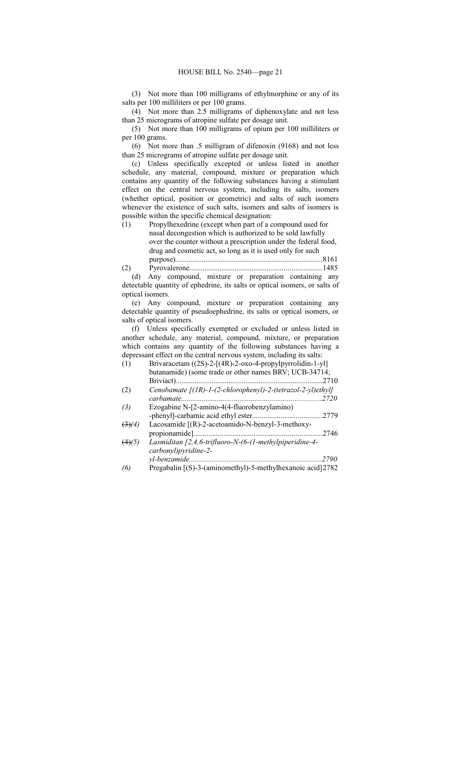(3) Not more than 100 milligrams of ethylmorphine or any of its salts per 100 milliliters or per 100 grams.

(4) Not more than 2.5 milligrams of diphenoxylate and not less than 25 micrograms of atropine sulfate per dosage unit.

(5) Not more than 100 milligrams of opium per 100 milliliters or per 100 grams.

(6) Not more than .5 milligram of difenoxin (9168) and not less than 25 micrograms of atropine sulfate per dosage unit.

(c) Unless specifically excepted or unless listed in another schedule, any material, compound, mixture or preparation which contains any quantity of the following substances having a stimulant effect on the central nervous system, including its salts, isomers (whether optical, position or geometric) and salts of such isomers whenever the existence of such salts, isomers and salts of isomers is possible within the specific chemical designation:

(1) Propylhexedrine (except when part of a compound used for nasal decongestion which is authorized to be sold lawfully over the counter without a prescription under the federal food, drug and cosmetic act, so long as it is used only for such purpose)....................................................................8161

(2) Pyrovalerone....................................................................1485

(d) Any compound, mixture or preparation containing any detectable quantity of ephedrine, its salts or optical isomers, or salts of optical isomers.

(e) Any compound, mixture or preparation containing any detectable quantity of pseudoephedrine, its salts or optical isomers, or salts of optical isomers.

(f) Unless specifically exempted or excluded or unless listed in another schedule, any material, compound, mixture, or preparation which contains any quantity of the following substances having a depressant effect on the central nervous system, including its salts:

(1) Brivaracetam ((2S)-2-[(4R)-2-oxo-4-propylpyrrolidin-1-yl] butanamide) (some trade or other names BRV; UCB-34714; Briviact)....................................................................2710

*(2) Cenobamate [(1R)-1-(2-chlorophenyl)-2-(tetrazol-2-yl)ethyl] carbamate....................................................................2720*

*(3)* Ezogabine N-[2-amino-4(4-fluorobenzylamino) -phenyl]-carbamic acid ethyl ester....................................2779

~~(3)~~*(4)* Lacosamide [(R)-2-acetoamido-N-benzyl-3-methoxy-propionamide]....................................................................2746

~~(4)~~*(5) Lasmiditan [2,4,6-trifluoro-N-(6-(1-methylpiperidine-4-carbonyl)pyridine-2-yl-benzamide....................................................................2790*

*(6)* Pregabalin [(S)-3-(aminomethyl)-5-methylhexanoic acid]2782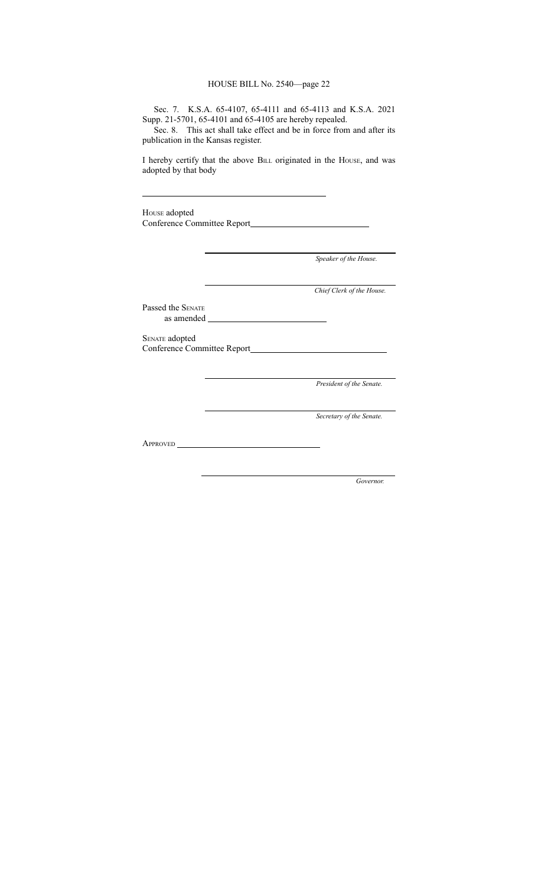Sec. 7. K.S.A. 65-4107, 65-4111 and 65-4113 and K.S.A. 2021 Supp. 21-5701, 65-4101 and 65-4105 are hereby repealed.

Sec. 8. This act shall take effect and be in force from and after its publication in the Kansas register.

I hereby certify that the above BILL originated in the HOUSE, and was adopted by that body

\_\_\_\_\_\_\_\_\_\_\_\_\_\_\_\_\_\_\_\_\_\_\_\_\_\_\_\_\_\_

HOUSE adopted
Conference Committee Report\_\_\_\_\_\_\_\_\_\_\_\_\_\_\_\_\_\_\_\_

\_\_\_\_\_\_\_\_\_\_\_\_\_\_\_\_\_\_\_\_\_\_\_\_\_\_\_\_\_\_
*Speaker of the House.*

\_\_\_\_\_\_\_\_\_\_\_\_\_\_\_\_\_\_\_\_\_\_\_\_\_\_\_\_\_\_
*Chief Clerk of the House.*

Passed the SENATE
as amended \_\_\_\_\_\_\_\_\_\_\_\_\_\_\_\_\_\_\_\_

SENATE adopted
Conference Committee Report\_\_\_\_\_\_\_\_\_\_\_\_\_\_\_\_\_\_\_\_

\_\_\_\_\_\_\_\_\_\_\_\_\_\_\_\_\_\_\_\_\_\_\_\_\_\_\_\_\_\_
*President of the Senate.*

\_\_\_\_\_\_\_\_\_\_\_\_\_\_\_\_\_\_\_\_\_\_\_\_\_\_\_\_\_\_
*Secretary of the Senate.*

APPROVED \_\_\_\_\_\_\_\_\_\_\_\_\_\_\_\_\_\_\_\_

\_\_\_\_\_\_\_\_\_\_\_\_\_\_\_\_\_\_\_\_\_\_\_\_\_\_\_\_\_\_
*Governor.*